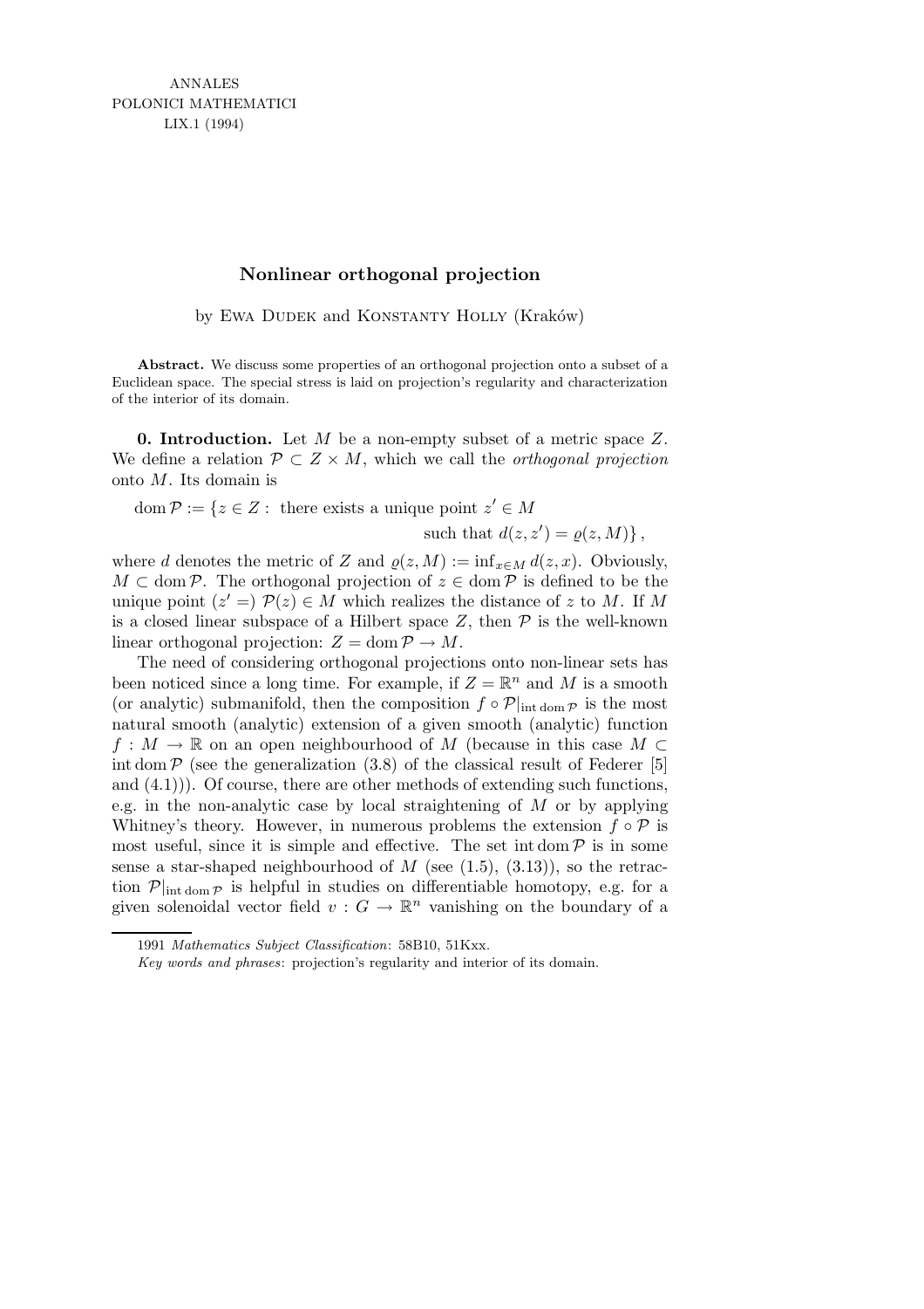# Nonlinear orthogonal projection

by Ewa Dudek and Konstanty Holly (Kraków)

**Abstract.** We discuss some properties of an orthogonal projection onto a subset of a Euclidean space. The special stress is laid on projection's regularity and characterization of the interior of its domain.

**0. Introduction.** Let $M$ be a non-empty subset of a metric space $Z$. We define a relation $\mathcal{P} \subset Z \times M$, which we call the *orthogonal projection* onto $M$. Its domain is

$$\operatorname{dom} \mathcal{P} := \{z \in Z : \text{ there exists a unique point } z' \in M \text{ such that } d(z, z') = \varrho(z, M)\},$$

where $d$ denotes the metric of $Z$ and $\varrho(z, M) := \inf_{x \in M} d(z, x)$. Obviously, $M \subset \operatorname{dom} \mathcal{P}$. The orthogonal projection of $z \in \operatorname{dom} \mathcal{P}$ is defined to be the unique point $(z' =)\ \mathcal{P}(z) \in M$ which realizes the distance of $z$ to $M$. If $M$ is a closed linear subspace of a Hilbert space $Z$, then $\mathcal{P}$ is the well-known linear orthogonal projection: $Z = \operatorname{dom} \mathcal{P} \to M$.

The need of considering orthogonal projections onto non-linear sets has been noticed since a long time. For example, if $Z = \mathbb{R}^n$ and $M$ is a smooth (or analytic) submanifold, then the composition $f \circ \mathcal{P}|_{\operatorname{int} \operatorname{dom} \mathcal{P}}$ is the most natural smooth (analytic) extension of a given smooth (analytic) function $f : M \to \mathbb{R}$ on an open neighbourhood of $M$ (because in this case $M \subset \operatorname{int} \operatorname{dom} \mathcal{P}$ (see the generalization (3.8) of the classical result of Federer [5] and (4.1))). Of course, there are other methods of extending such functions, e.g. in the non-analytic case by local straightening of $M$ or by applying Whitney's theory. However, in numerous problems the extension $f \circ \mathcal{P}$ is most useful, since it is simple and effective. The set $\operatorname{int} \operatorname{dom} \mathcal{P}$ is in some sense a star-shaped neighbourhood of $M$ (see (1.5), (3.13)), so the retraction $\mathcal{P}|_{\operatorname{int} \operatorname{dom} \mathcal{P}}$ is helpful in studies on differentiable homotopy, e.g. for a given solenoidal vector field $v : G \to \mathbb{R}^n$ vanishing on the boundary of a

1991 *Mathematics Subject Classification*: 58B10, 51Kxx.

*Key words and phrases*: projection's regularity and interior of its domain.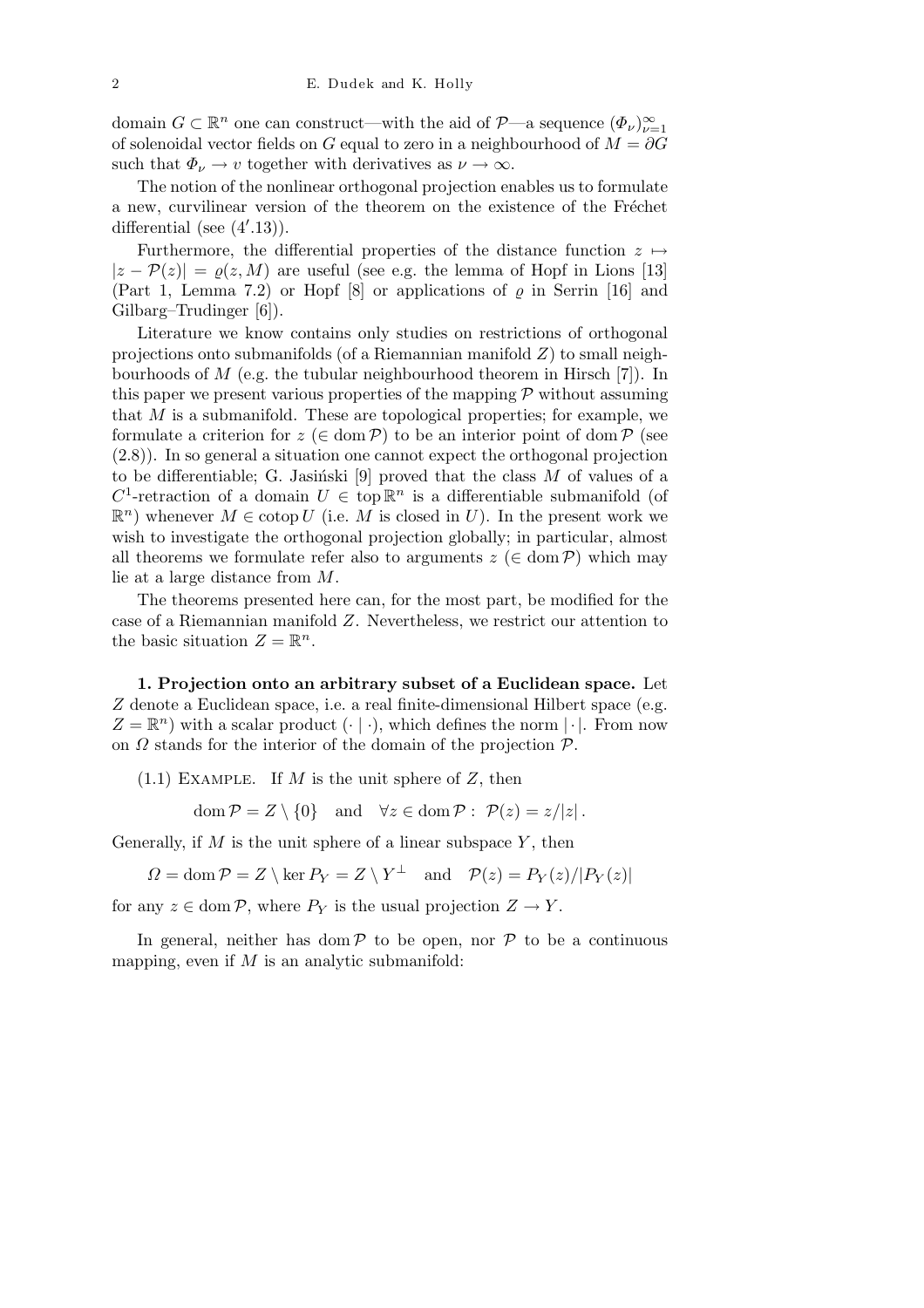domain $G \subset \mathbb{R}^n$ one can construct—with the aid of $\mathcal{P}$—a sequence $(\Phi_\nu)_{\nu=1}^{\infty}$ of solenoidal vector fields on $G$ equal to zero in a neighbourhood of $M = \partial G$ such that $\Phi_\nu \to v$ together with derivatives as $\nu \to \infty$.

The notion of the nonlinear orthogonal projection enables us to formulate a new, curvilinear version of the theorem on the existence of the Fréchet differential (see $(4'.13)$).

Furthermore, the differential properties of the distance function $z \mapsto |z - \mathcal{P}(z)| = \varrho(z, M)$ are useful (see e.g. the lemma of Hopf in Lions [13] (Part 1, Lemma 7.2) or Hopf [8] or applications of $\varrho$ in Serrin [16] and Gilbarg–Trudinger [6]).

Literature we know contains only studies on restrictions of orthogonal projections onto submanifolds (of a Riemannian manifold $Z$) to small neighbourhoods of $M$ (e.g. the tubular neighbourhood theorem in Hirsch [7]). In this paper we present various properties of the mapping $\mathcal{P}$ without assuming that $M$ is a submanifold. These are topological properties; for example, we formulate a criterion for $z$ ($\in \operatorname{dom} \mathcal{P}$) to be an interior point of $\operatorname{dom} \mathcal{P}$ (see (2.8)). In so general a situation one cannot expect the orthogonal projection to be differentiable; G. Jasiński [9] proved that the class $M$ of values of a $C^1$-retraction of a domain $U \in \operatorname{top} \mathbb{R}^n$ is a differentiable submanifold (of $\mathbb{R}^n$) whenever $M \in \operatorname{cotop} U$ (i.e. $M$ is closed in $U$). In the present work we wish to investigate the orthogonal projection globally; in particular, almost all theorems we formulate refer also to arguments $z$ ($\in \operatorname{dom} \mathcal{P}$) which may lie at a large distance from $M$.

The theorems presented here can, for the most part, be modified for the case of a Riemannian manifold $Z$. Nevertheless, we restrict our attention to the basic situation $Z = \mathbb{R}^n$.

**1. Projection onto an arbitrary subset of a Euclidean space.** Let $Z$ denote a Euclidean space, i.e. a real finite-dimensional Hilbert space (e.g. $Z = \mathbb{R}^n$) with a scalar product $(\cdot \mid \cdot)$, which defines the norm $|\cdot|$. From now on $\Omega$ stands for the interior of the domain of the projection $\mathcal{P}$.

(1.1) Example. If $M$ is the unit sphere of $Z$, then

$$\operatorname{dom} \mathcal{P} = Z \setminus \{0\} \quad \text{and} \quad \forall z \in \operatorname{dom} \mathcal{P} : \ \mathcal{P}(z) = z/|z| .$$

Generally, if $M$ is the unit sphere of a linear subspace $Y$, then

$$\Omega = \operatorname{dom} \mathcal{P} = Z \setminus \ker P_Y = Z \setminus Y^{\perp} \quad \text{and} \quad \mathcal{P}(z) = P_Y(z)/|P_Y(z)|$$

for any $z \in \operatorname{dom} \mathcal{P}$, where $P_Y$ is the usual projection $Z \to Y$.

In general, neither has $\operatorname{dom} \mathcal{P}$ to be open, nor $\mathcal{P}$ to be a continuous mapping, even if $M$ is an analytic submanifold: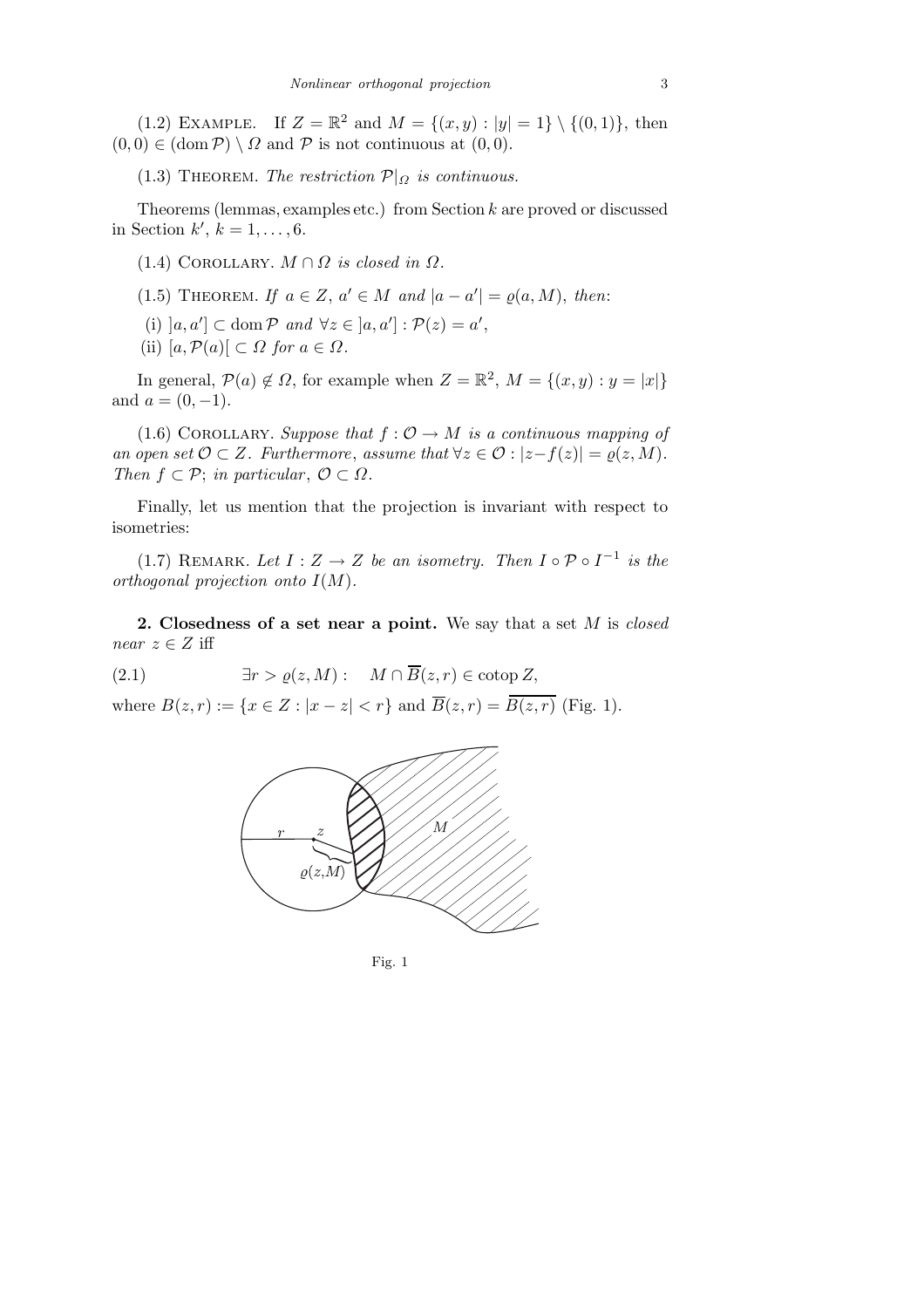(1.2) Example. If $Z = \mathbb{R}^2$ and $M = \{(x, y) : |y| = 1\} \setminus \{(0, 1)\}$, then $(0, 0) \in (\operatorname{dom} \mathcal{P}) \setminus \Omega$ and $\mathcal{P}$ is not continuous at $(0, 0)$.

(1.3) Theorem. *The restriction $\mathcal{P}|_\Omega$ is continuous.*

Theorems (lemmas, examples etc.) from Section $k$ are proved or discussed in Section $k'$, $k = 1, \ldots, 6$.

(1.4) Corollary. *$M \cap \Omega$ is closed in $\Omega$.*

(1.5) Theorem. *If $a \in Z$, $a' \in M$ and $|a - a'| = \varrho(a, M)$, then:*

(i) *$]a, a'] \subset \operatorname{dom} \mathcal{P}$ and $\forall z \in \, ]a, a'] : \mathcal{P}(z) = a'$,*

(ii) *$[a, \mathcal{P}(a)[ \, \subset \Omega$ for $a \in \Omega$.*

In general, $\mathcal{P}(a) \notin \Omega$, for example when $Z = \mathbb{R}^2$, $M = \{(x, y) : y = |x|\}$ and $a = (0, -1)$.

(1.6) Corollary. *Suppose that $f : \mathcal{O} \to M$ is a continuous mapping of an open set $\mathcal{O} \subset Z$. Furthermore, assume that $\forall z \in \mathcal{O} : |z - f(z)| = \varrho(z, M)$. Then $f \subset \mathcal{P}$; in particular, $\mathcal{O} \subset \Omega$.*

Finally, let us mention that the projection is invariant with respect to isometries:

(1.7) Remark. *Let $I : Z \to Z$ be an isometry. Then $I \circ \mathcal{P} \circ I^{-1}$ is the orthogonal projection onto $I(M)$.*

**2. Closedness of a set near a point.** We say that a set $M$ is *closed near* $z \in Z$ iff

$$\exists r > \varrho(z, M) : \quad M \cap \overline{B}(z, r) \in \operatorname{cotop} Z, \tag{2.1}$$

where $B(z, r) := \{x \in Z : |x - z| < r\}$ and $\overline{B}(z, r) = \overline{B(z, r)}$ (Fig. 1).

Fig. 1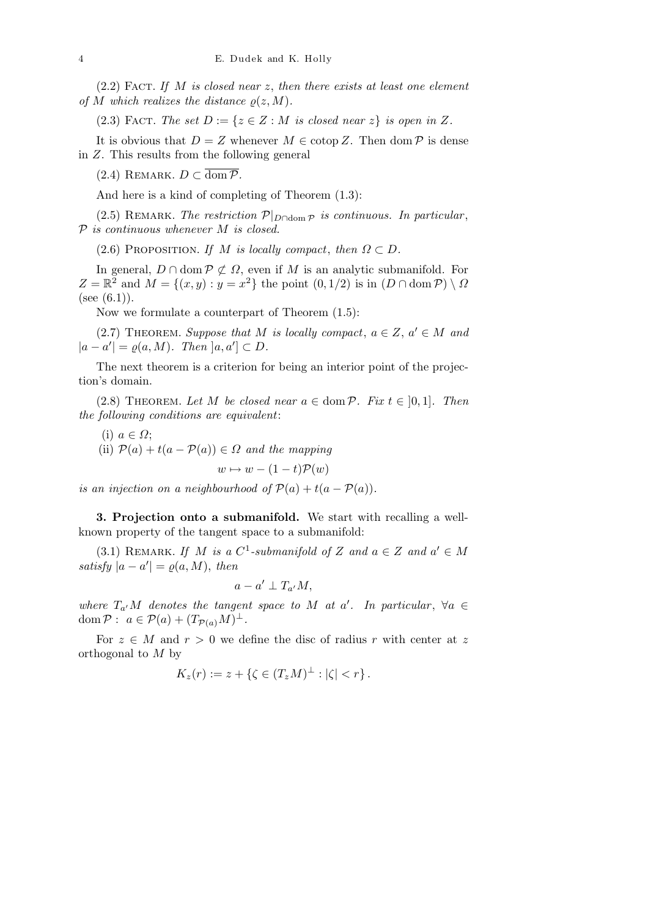(2.2) Fact. *If $M$ is closed near $z$, then there exists at least one element of $M$ which realizes the distance $\varrho(z, M)$.*

(2.3) Fact. *The set $D := \{z \in Z : M \text{ is closed near } z\}$ is open in $Z$.*

It is obvious that $D = Z$ whenever $M \in \operatorname{cotop} Z$. Then $\operatorname{dom} \mathcal{P}$ is dense in $Z$. This results from the following general

(2.4) Remark. $D \subset \overline{\operatorname{dom} \mathcal{P}}$.

And here is a kind of completing of Theorem (1.3):

(2.5) Remark. *The restriction $\mathcal{P}|_{D \cap \operatorname{dom} \mathcal{P}}$ is continuous. In particular, $\mathcal{P}$ is continuous whenever $M$ is closed.*

(2.6) Proposition. *If $M$ is locally compact, then $\Omega \subset D$.*

In general, $D \cap \operatorname{dom} \mathcal{P} \not\subset \Omega$, even if $M$ is an analytic submanifold. For $Z = \mathbb{R}^2$ and $M = \{(x, y) : y = x^2\}$ the point $(0, 1/2)$ is in $(D \cap \operatorname{dom} \mathcal{P}) \setminus \Omega$ (see (6.1)).

Now we formulate a counterpart of Theorem (1.5):

(2.7) Theorem. *Suppose that $M$ is locally compact, $a \in Z$, $a' \in M$ and $|a - a'| = \varrho(a, M)$. Then $]a, a'] \subset D$.*

The next theorem is a criterion for being an interior point of the projection's domain.

(2.8) Theorem. *Let $M$ be closed near $a \in \operatorname{dom} \mathcal{P}$. Fix $t \in ]0, 1]$. Then the following conditions are equivalent*:

(i) $a \in \Omega$;

(ii) $\mathcal{P}(a) + t(a - \mathcal{P}(a)) \in \Omega$ *and the mapping*

$$w \mapsto w - (1 - t)\mathcal{P}(w)$$

*is an injection on a neighbourhood of $\mathcal{P}(a) + t(a - \mathcal{P}(a))$.*

## 3. Projection onto a submanifold.

We start with recalling a well-known property of the tangent space to a submanifold:

(3.1) Remark. *If $M$ is a $C^1$-submanifold of $Z$ and $a \in Z$ and $a' \in M$ satisfy $|a - a'| = \varrho(a, M)$, then*

$$a - a' \perp T_{a'} M,$$

*where $T_{a'} M$ denotes the tangent space to $M$ at $a'$. In particular, $\forall a \in \operatorname{dom} \mathcal{P} : \ a \in \mathcal{P}(a) + (T_{\mathcal{P}(a)} M)^{\perp}$.*

For $z \in M$ and $r > 0$ we define the disc of radius $r$ with center at $z$ orthogonal to $M$ by

$$K_z(r) := z + \{\zeta \in (T_z M)^{\perp} : |\zeta| < r\}.$$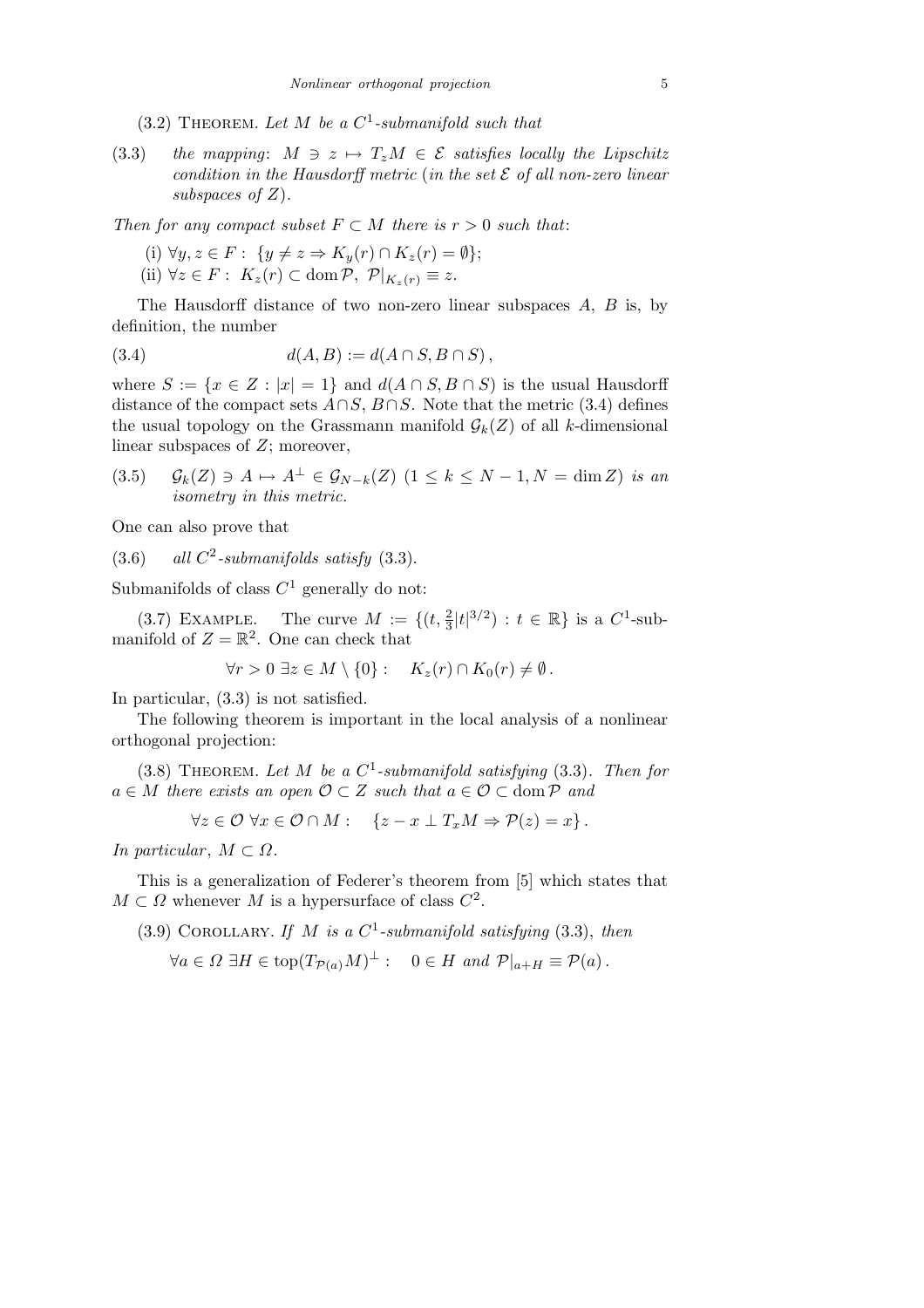(3.2) Theorem. *Let $M$ be a $C^1$-submanifold such that*

(3.3) *the mapping*: $M \ni z \mapsto T_zM \in \mathcal{E}$ *satisfies locally the Lipschitz condition in the Hausdorff metric* (*in the set* $\mathcal{E}$ *of all non-zero linear subspaces of* $Z$).

*Then for any compact subset* $F \subset M$ *there is* $r > 0$ *such that*:

(i) $\forall y, z \in F: \{y \neq z \Rightarrow K_y(r) \cap K_z(r) = \emptyset\}$;

(ii) $\forall z \in F: K_z(r) \subset \operatorname{dom} \mathcal{P},\ \mathcal{P}|_{K_z(r)} \equiv z$.

The Hausdorff distance of two non-zero linear subspaces $A$, $B$ is, by definition, the number

$$d(A, B) := d(A \cap S, B \cap S), \tag{3.4}$$

where $S := \{x \in Z : |x| = 1\}$ and $d(A \cap S, B \cap S)$ is the usual Hausdorff distance of the compact sets $A \cap S$, $B \cap S$. Note that the metric (3.4) defines the usual topology on the Grassmann manifold $\mathcal{G}_k(Z)$ of all $k$-dimensional linear subspaces of $Z$; moreover,

(3.5) $\mathcal{G}_k(Z) \ni A \mapsto A^\perp \in \mathcal{G}_{N-k}(Z)$ $(1 \le k \le N-1, N = \dim Z)$ *is an isometry in this metric.*

One can also prove that

(3.6) *all $C^2$-submanifolds satisfy* (3.3).

Submanifolds of class $C^1$ generally do not:

(3.7) Example. The curve $M := \{(t, \frac{2}{3}|t|^{3/2}) : t \in \mathbb{R}\}$ is a $C^1$-submanifold of $Z = \mathbb{R}^2$. One can check that

$$\forall r > 0\ \exists z \in M \setminus \{0\} : \quad K_z(r) \cap K_0(r) \neq \emptyset.$$

In particular, (3.3) is not satisfied.

The following theorem is important in the local analysis of a nonlinear orthogonal projection:

(3.8) Theorem. *Let $M$ be a $C^1$-submanifold satisfying* (3.3). *Then for $a \in M$ there exists an open $\mathcal{O} \subset Z$ such that $a \in \mathcal{O} \subset \operatorname{dom} \mathcal{P}$ and*

$$\forall z \in \mathcal{O}\ \forall x \in \mathcal{O} \cap M : \quad \{z - x \perp T_xM \Rightarrow \mathcal{P}(z) = x\}.$$

*In particular*, $M \subset \Omega$.

This is a generalization of Federer's theorem from [5] which states that $M \subset \Omega$ whenever $M$ is a hypersurface of class $C^2$.

(3.9) Corollary. *If $M$ is a $C^1$-submanifold satisfying* (3.3), *then*

$$\forall a \in \Omega\ \exists H \in \operatorname{top}(T_{\mathcal{P}(a)}M)^\perp : \quad 0 \in H \text{ and } \mathcal{P}|_{a+H} \equiv \mathcal{P}(a).$$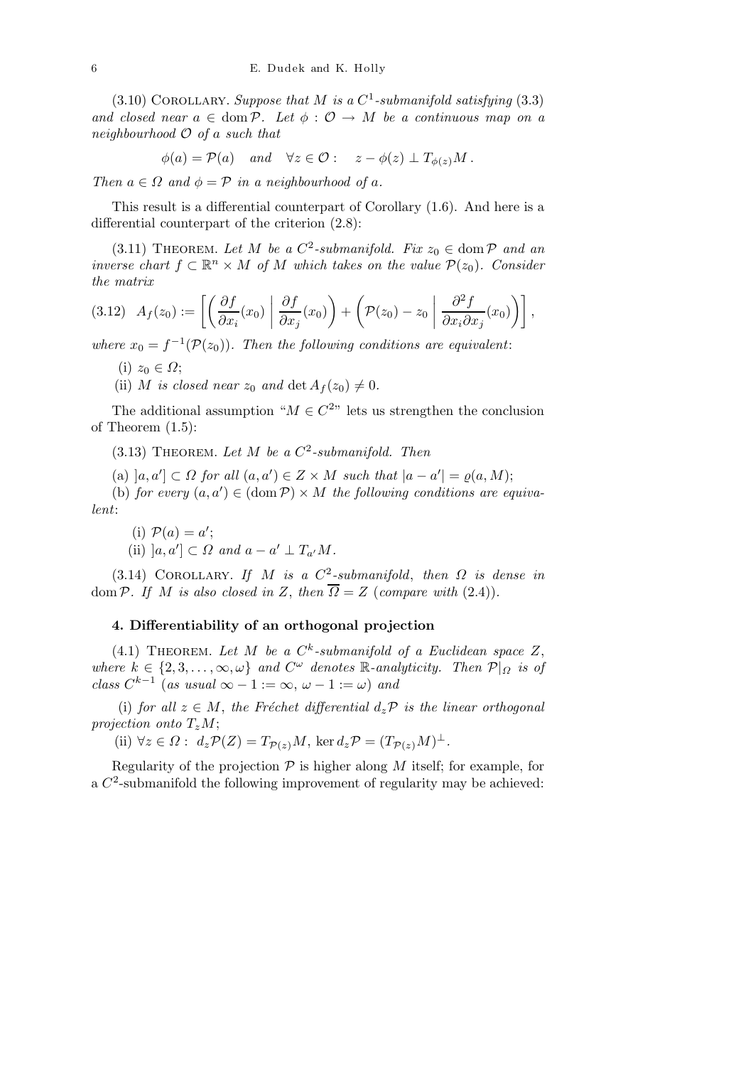(3.10) Corollary. *Suppose that $M$ is a $C^1$-submanifold satisfying* (3.3) *and closed near $a \in \operatorname{dom} \mathcal{P}$. Let $\phi : \mathcal{O} \to M$ be a continuous map on a neighbourhood $\mathcal{O}$ of $a$ such that*

$$\phi(a) = \mathcal{P}(a) \quad \text{and} \quad \forall z \in \mathcal{O} : \quad z - \phi(z) \perp T_{\phi(z)} M .$$

*Then $a \in \Omega$ and $\phi = \mathcal{P}$ in a neighbourhood of $a$.*

This result is a differential counterpart of Corollary (1.6). And here is a differential counterpart of the criterion (2.8):

(3.11) Theorem. *Let $M$ be a $C^2$-submanifold. Fix $z_0 \in \operatorname{dom} \mathcal{P}$ and an inverse chart $f \subset \mathbb{R}^n \times M$ of $M$ which takes on the value $\mathcal{P}(z_0)$. Consider the matrix*

$$(3.12) \quad A_f(z_0) := \left[ \left( \frac{\partial f}{\partial x_i}(x_0) \;\middle|\; \frac{\partial f}{\partial x_j}(x_0) \right) + \left( \mathcal{P}(z_0) - z_0 \;\middle|\; \frac{\partial^2 f}{\partial x_i \partial x_j}(x_0) \right) \right],$$

*where $x_0 = f^{-1}(\mathcal{P}(z_0))$. Then the following conditions are equivalent*:

(i) $z_0 \in \Omega$;

(ii) *$M$ is closed near $z_0$ and $\det A_f(z_0) \neq 0$.*

The additional assumption "$M \in C^2$" lets us strengthen the conclusion of Theorem (1.5):

(3.13) Theorem. *Let $M$ be a $C^2$-submanifold. Then*

(a) *$]a, a'] \subset \Omega$ for all $(a, a') \in Z \times M$ such that $|a - a'| = \varrho(a, M)$;*

(b) *for every $(a, a') \in (\operatorname{dom} \mathcal{P}) \times M$ the following conditions are equivalent*:

(i) $\mathcal{P}(a) = a'$;

(ii) *$]a, a'] \subset \Omega$ and $a - a' \perp T_{a'} M$.*

(3.14) Corollary. *If $M$ is a $C^2$-submanifold, then $\Omega$ is dense in $\operatorname{dom} \mathcal{P}$. If $M$ is also closed in $Z$, then $\overline{\Omega} = Z$ (compare with* (2.4)).

## 4. Differentiability of an orthogonal projection

(4.1) Theorem. *Let $M$ be a $C^k$-submanifold of a Euclidean space $Z$, where $k \in \{2, 3, \ldots, \infty, \omega\}$ and $C^\omega$ denotes $\mathbb{R}$-analyticity. Then $\mathcal{P}|_\Omega$ is of class $C^{k-1}$ (as usual $\infty - 1 := \infty$, $\omega - 1 := \omega$) and*

(i) *for all $z \in M$, the Fréchet differential $d_z \mathcal{P}$ is the linear orthogonal projection onto $T_z M$;*

(ii) $\forall z \in \Omega : \; d_z \mathcal{P}(Z) = T_{\mathcal{P}(z)} M, \; \ker d_z \mathcal{P} = (T_{\mathcal{P}(z)} M)^\perp$.

Regularity of the projection $\mathcal{P}$ is higher along $M$ itself; for example, for a $C^2$-submanifold the following improvement of regularity may be achieved: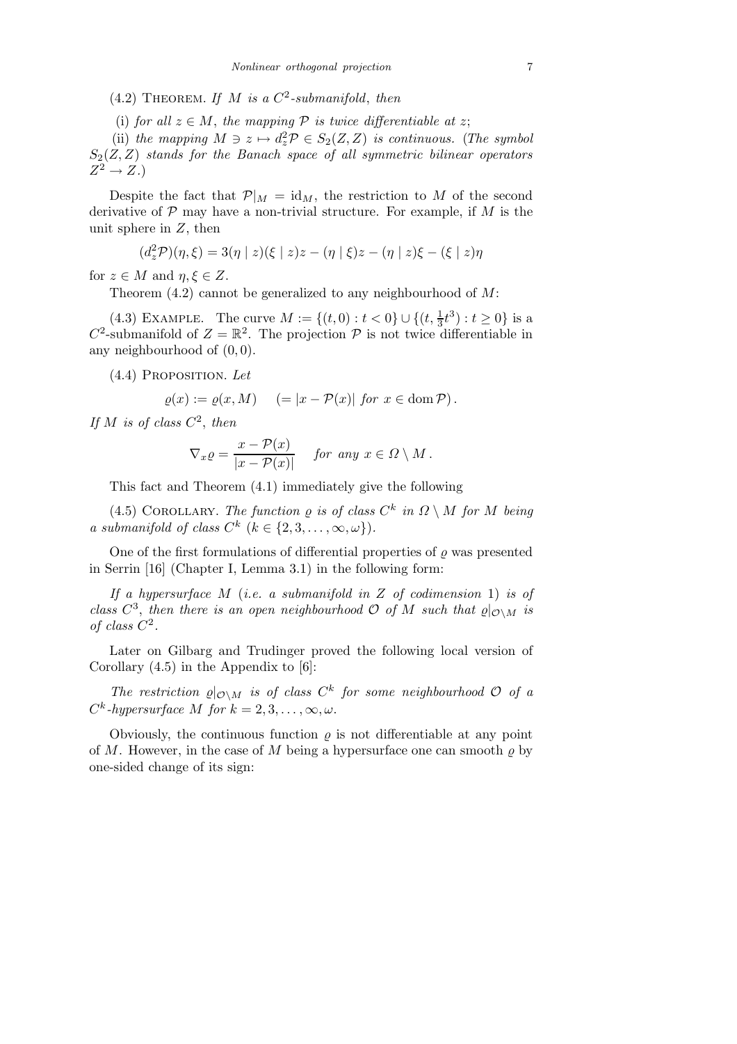(4.2) Theorem. *If $M$ is a $C^2$-submanifold, then*

(i) *for all $z \in M$, the mapping $\mathcal{P}$ is twice differentiable at $z$;*

(ii) *the mapping $M \ni z \mapsto d_z^2\mathcal{P} \in S_2(Z,Z)$ is continuous.* (*The symbol $S_2(Z,Z)$ stands for the Banach space of all symmetric bilinear operators $Z^2 \to Z$.*)

Despite the fact that $\mathcal{P}|_M = \mathrm{id}_M$, the restriction to $M$ of the second derivative of $\mathcal{P}$ may have a non-trivial structure. For example, if $M$ is the unit sphere in $Z$, then

$$(d_z^2\mathcal{P})(\eta,\xi) = 3(\eta \mid z)(\xi \mid z)z - (\eta \mid \xi)z - (\eta \mid z)\xi - (\xi \mid z)\eta$$

for $z \in M$ and $\eta, \xi \in Z$.

Theorem (4.2) cannot be generalized to any neighbourhood of $M$:

(4.3) Example. The curve $M := \{(t,0) : t < 0\} \cup \{(t, \frac{1}{3}t^3) : t \geq 0\}$ is a $C^2$-submanifold of $Z = \mathbb{R}^2$. The projection $\mathcal{P}$ is not twice differentiable in any neighbourhood of $(0,0)$.

(4.4) Proposition. *Let*

$$\varrho(x) := \varrho(x, M) \quad (= |x - \mathcal{P}(x)| \text{ for } x \in \operatorname{dom}\mathcal{P}).$$

*If $M$ is of class $C^2$, then*

$$\nabla_x \varrho = \frac{x - \mathcal{P}(x)}{|x - \mathcal{P}(x)|} \quad \text{for any } x \in \Omega \setminus M.$$

This fact and Theorem (4.1) immediately give the following

(4.5) Corollary. *The function $\varrho$ is of class $C^k$ in $\Omega \setminus M$ for $M$ being a submanifold of class $C^k$ ($k \in \{2,3,\ldots,\infty,\omega\}$).*

One of the first formulations of differential properties of $\varrho$ was presented in Serrin [16] (Chapter I, Lemma 3.1) in the following form:

*If a hypersurface $M$ (i.e. a submanifold in $Z$ of codimension 1) is of class $C^3$, then there is an open neighbourhood $\mathcal{O}$ of $M$ such that $\varrho|_{\mathcal{O}\setminus M}$ is of class $C^2$.*

Later on Gilbarg and Trudinger proved the following local version of Corollary (4.5) in the Appendix to [6]:

*The restriction $\varrho|_{\mathcal{O}\setminus M}$ is of class $C^k$ for some neighbourhood $\mathcal{O}$ of a $C^k$-hypersurface $M$ for $k = 2,3,\ldots,\infty,\omega$.*

Obviously, the continuous function $\varrho$ is not differentiable at any point of $M$. However, in the case of $M$ being a hypersurface one can smooth $\varrho$ by one-sided change of its sign: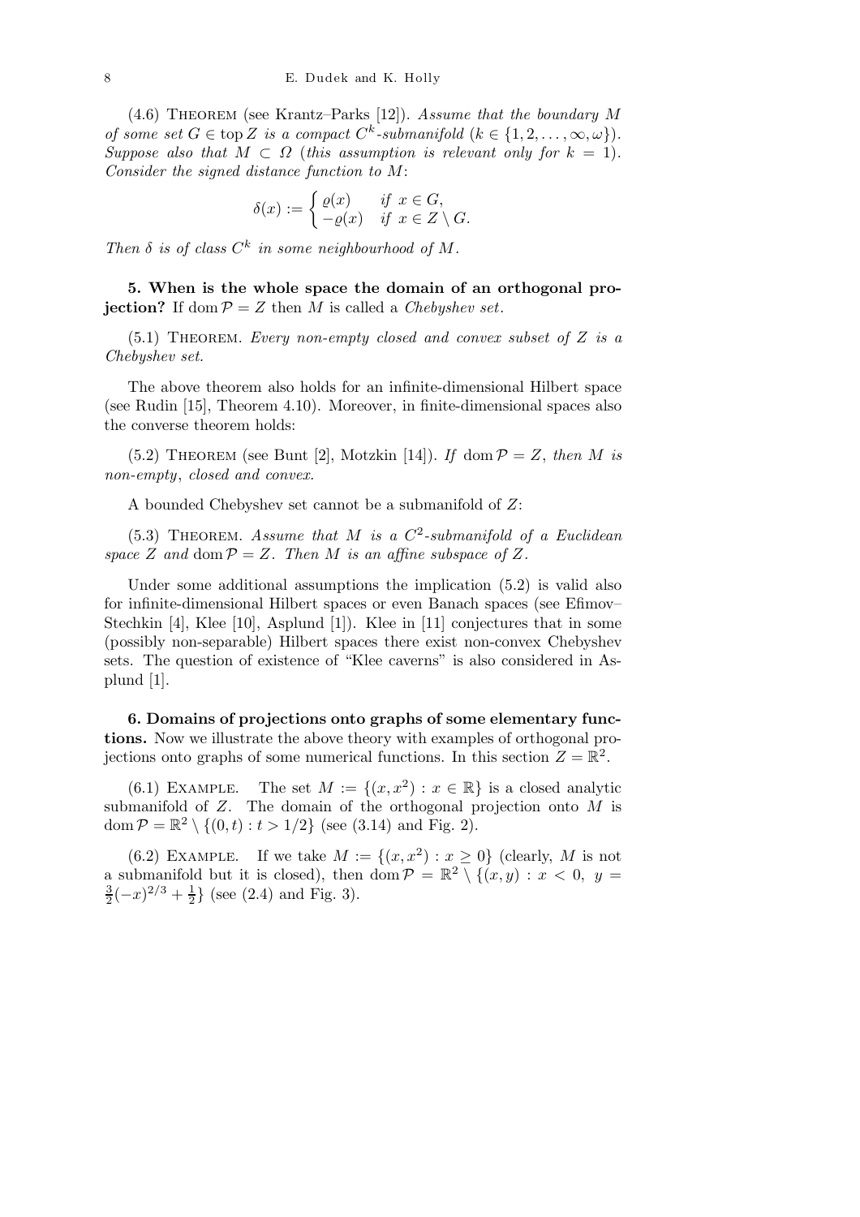(4.6) Theorem (see Krantz–Parks [12]). *Assume that the boundary $M$ of some set $G \in \operatorname{top} Z$ is a compact $C^k$-submanifold ($k \in \{1, 2, \ldots, \infty, \omega\}$). Suppose also that $M \subset \Omega$ (this assumption is relevant only for $k = 1$). Consider the signed distance function to $M$:*

$$\delta(x) := \begin{cases} \varrho(x) & \text{if } x \in G, \\ -\varrho(x) & \text{if } x \in Z \setminus G. \end{cases}$$

*Then $\delta$ is of class $C^k$ in some neighbourhood of $M$.*

**5. When is the whole space the domain of an orthogonal projection?** If $\operatorname{dom} \mathcal{P} = Z$ then $M$ is called a *Chebyshev set*.

(5.1) Theorem. *Every non-empty closed and convex subset of $Z$ is a Chebyshev set.*

The above theorem also holds for an infinite-dimensional Hilbert space (see Rudin [15], Theorem 4.10). Moreover, in finite-dimensional spaces also the converse theorem holds:

(5.2) Theorem (see Bunt [2], Motzkin [14]). *If $\operatorname{dom} \mathcal{P} = Z$, then $M$ is non-empty, closed and convex.*

A bounded Chebyshev set cannot be a submanifold of $Z$:

(5.3) Theorem. *Assume that $M$ is a $C^2$-submanifold of a Euclidean space $Z$ and $\operatorname{dom} \mathcal{P} = Z$. Then $M$ is an affine subspace of $Z$.*

Under some additional assumptions the implication (5.2) is valid also for infinite-dimensional Hilbert spaces or even Banach spaces (see Efimov–Stechkin [4], Klee [10], Asplund [1]). Klee in [11] conjectures that in some (possibly non-separable) Hilbert spaces there exist non-convex Chebyshev sets. The question of existence of "Klee caverns" is also considered in Asplund [1].

**6. Domains of projections onto graphs of some elementary functions.** Now we illustrate the above theory with examples of orthogonal projections onto graphs of some numerical functions. In this section $Z = \mathbb{R}^2$.

(6.1) Example. The set $M := \{(x, x^2) : x \in \mathbb{R}\}$ is a closed analytic submanifold of $Z$. The domain of the orthogonal projection onto $M$ is $\operatorname{dom} \mathcal{P} = \mathbb{R}^2 \setminus \{(0, t) : t > 1/2\}$ (see (3.14) and Fig. 2).

(6.2) Example. If we take $M := \{(x, x^2) : x \geq 0\}$ (clearly, $M$ is not a submanifold but it is closed), then $\operatorname{dom} \mathcal{P} = \mathbb{R}^2 \setminus \{(x, y) : x < 0,\ y = \frac{3}{2}(-x)^{2/3} + \frac{1}{2}\}$ (see (2.4) and Fig. 3).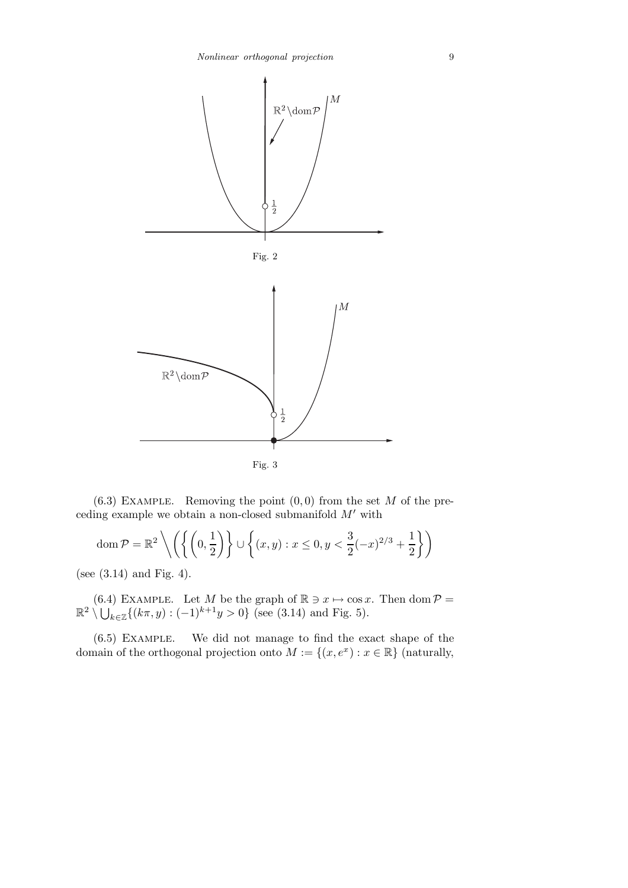Fig. 2

Fig. 3

(6.3) Example. Removing the point $(0,0)$ from the set $M$ of the preceding example we obtain a non-closed submanifold $M'$ with

$$\operatorname{dom}\mathcal{P} = \mathbb{R}^2 \Bigg\backslash \left( \left\{ \left(0, \frac{1}{2}\right) \right\} \cup \left\{ (x,y) : x \le 0, y < \frac{3}{2}(-x)^{2/3} + \frac{1}{2} \right\} \right)$$

(see (3.14) and Fig. 4).

(6.4) Example. Let $M$ be the graph of $\mathbb{R} \ni x \mapsto \cos x$. Then $\operatorname{dom}\mathcal{P} = \mathbb{R}^2 \setminus \bigcup_{k\in\mathbb{Z}} \{(k\pi, y) : (-1)^{k+1} y > 0\}$ (see (3.14) and Fig. 5).

(6.5) Example. We did not manage to find the exact shape of the domain of the orthogonal projection onto $M := \{(x, e^x) : x \in \mathbb{R}\}$ (naturally,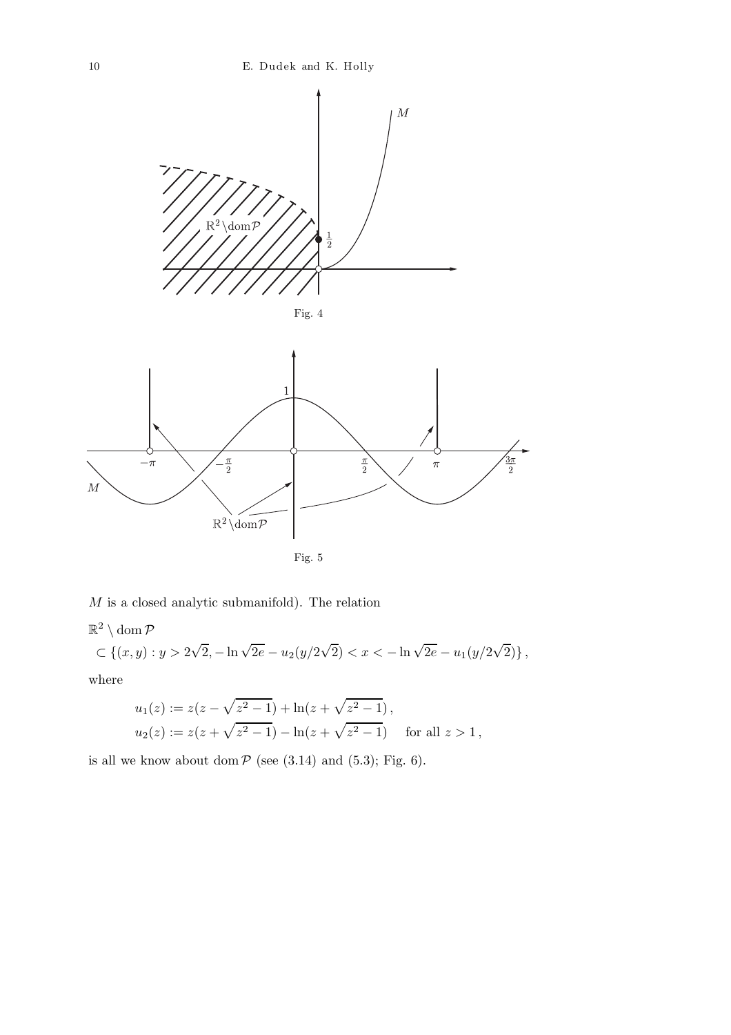Fig. 4

Fig. 5

$M$ is a closed analytic submanifold). The relation

$$\mathbb{R}^2 \setminus \operatorname{dom} \mathcal{P}$$
$$\subset \{(x, y) : y > 2\sqrt{2}, -\ln\sqrt{2e} - u_2(y/2\sqrt{2}) < x < -\ln\sqrt{2e} - u_1(y/2\sqrt{2})\},$$

where

$$u_1(z) := z(z - \sqrt{z^2 - 1}) + \ln(z + \sqrt{z^2 - 1}),$$
$$u_2(z) := z(z + \sqrt{z^2 - 1}) - \ln(z + \sqrt{z^2 - 1}) \quad \text{for all } z > 1,$$

is all we know about $\operatorname{dom} \mathcal{P}$ (see (3.14) and (5.3); Fig. 6).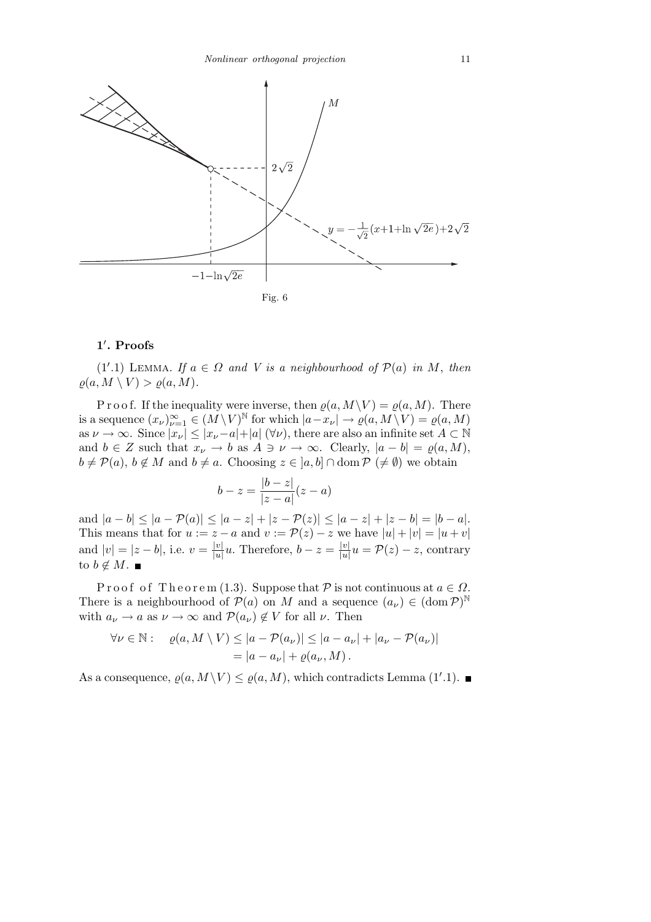Fig. 6

## 1′. Proofs

(1′.1) Lemma. *If $a \in \Omega$ and $V$ is a neighbourhood of $\mathcal{P}(a)$ in $M$, then $\varrho(a, M \setminus V) > \varrho(a, M)$.*

Proof. If the inequality were inverse, then $\varrho(a, M\setminus V) = \varrho(a, M)$. There is a sequence $(x_\nu)_{\nu=1}^\infty \in (M\setminus V)^{\mathbb{N}}$ for which $|a - x_\nu| \to \varrho(a, M\setminus V) = \varrho(a, M)$ as $\nu \to \infty$. Since $|x_\nu| \le |x_\nu - a| + |a|$ $(\forall \nu)$, there are also an infinite set $A \subset \mathbb{N}$ and $b \in Z$ such that $x_\nu \to b$ as $A \ni \nu \to \infty$. Clearly, $|a - b| = \varrho(a, M)$, $b \ne \mathcal{P}(a)$, $b \notin M$ and $b \ne a$. Choosing $z \in \,]a, b] \cap \operatorname{dom} \mathcal{P}$ $(\ne \emptyset)$ we obtain

$$b - z = \frac{|b - z|}{|z - a|}(z - a)$$

and $|a - b| \le |a - \mathcal{P}(a)| \le |a - z| + |z - \mathcal{P}(z)| \le |a - z| + |z - b| = |b - a|$. This means that for $u := z - a$ and $v := \mathcal{P}(z) - z$ we have $|u| + |v| = |u + v|$ and $|v| = |z - b|$, i.e. $v = \frac{|v|}{|u|}u$. Therefore, $b - z = \frac{|v|}{|u|}u = \mathcal{P}(z) - z$, contrary to $b \notin M$. ■

Proof of Theorem (1.3). Suppose that $\mathcal{P}$ is not continuous at $a \in \Omega$. There is a neighbourhood of $\mathcal{P}(a)$ on $M$ and a sequence $(a_\nu) \in (\operatorname{dom} \mathcal{P})^{\mathbb{N}}$ with $a_\nu \to a$ as $\nu \to \infty$ and $\mathcal{P}(a_\nu) \notin V$ for all $\nu$. Then

$$\begin{aligned} \forall \nu \in \mathbb{N} : \quad \varrho(a, M \setminus V) &\le |a - \mathcal{P}(a_\nu)| \le |a - a_\nu| + |a_\nu - \mathcal{P}(a_\nu)| \\ &= |a - a_\nu| + \varrho(a_\nu, M)\,. \end{aligned}$$

As a consequence, $\varrho(a, M\setminus V) \le \varrho(a, M)$, which contradicts Lemma (1′.1). ■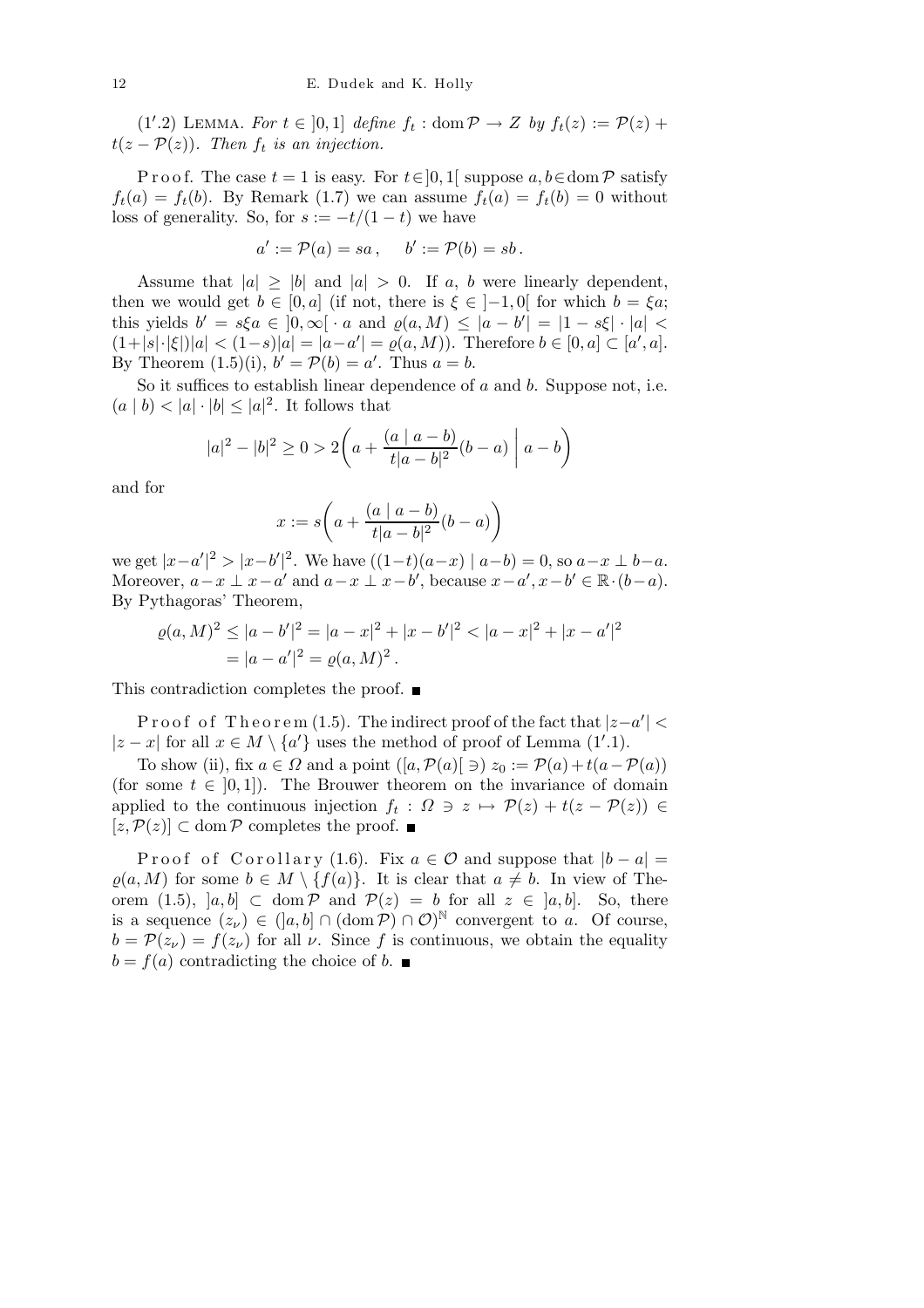(1′.2) LEMMA. *For $t \in \,]0,1]$ define $f_t : \operatorname{dom}\mathcal{P} \to Z$ by $f_t(z) := \mathcal{P}(z) + t(z - \mathcal{P}(z))$. Then $f_t$ is an injection.*

Proof. The case $t = 1$ is easy. For $t \in ]0,1[$ suppose $a, b \in \operatorname{dom}\mathcal{P}$ satisfy $f_t(a) = f_t(b)$. By Remark (1.7) we can assume $f_t(a) = f_t(b) = 0$ without loss of generality. So, for $s := -t/(1-t)$ we have

$$a' := \mathcal{P}(a) = sa\,, \qquad b' := \mathcal{P}(b) = sb\,.$$

Assume that $|a| \geq |b|$ and $|a| > 0$. If $a$, $b$ were linearly dependent, then we would get $b \in [0, a]$ (if not, there is $\xi \in ]-1, 0[$ for which $b = \xi a$; this yields $b' = s\xi a \in ]0, \infty[ \cdot a$ and $\varrho(a, M) \leq |a - b'| = |1 - s\xi| \cdot |a| < (1 + |s| \cdot |\xi|)|a| < (1 - s)|a| = |a - a'| = \varrho(a, M)$). Therefore $b \in [0, a] \subset [a', a]$. By Theorem (1.5)(i), $b' = \mathcal{P}(b) = a'$. Thus $a = b$.

So it suffices to establish linear dependence of $a$ and $b$. Suppose not, i.e. $(a \mid b) < |a| \cdot |b| \leq |a|^2$. It follows that

$$|a|^2 - |b|^2 \geq 0 > 2\left( a + \frac{(a \mid a - b)}{t|a - b|^2}(b - a) \;\middle|\; a - b \right)$$

and for

$$x := s\left( a + \frac{(a \mid a - b)}{t|a - b|^2}(b - a) \right)$$

we get $|x - a'|^2 > |x - b'|^2$. We have $((1-t)(a - x) \mid a - b) = 0$, so $a - x \perp b - a$. Moreover, $a - x \perp x - a'$ and $a - x \perp x - b'$, because $x - a', x - b' \in \mathbb{R} \cdot (b - a)$. By Pythagoras' Theorem,

$$\begin{aligned}\varrho(a, M)^2 &\leq |a - b'|^2 = |a - x|^2 + |x - b'|^2 < |a - x|^2 + |x - a'|^2 \\ &= |a - a'|^2 = \varrho(a, M)^2\,.\end{aligned}$$

This contradiction completes the proof. ∎

Proof of Theorem (1.5). The indirect proof of the fact that $|z - a'| < |z - x|$ for all $x \in M \setminus \{a'\}$ uses the method of proof of Lemma (1′.1).

To show (ii), fix $a \in \Omega$ and a point $([a, \mathcal{P}(a)[ \ni)\ z_0 := \mathcal{P}(a) + t(a - \mathcal{P}(a))$ (for some $t \in ]0,1]$). The Brouwer theorem on the invariance of domain applied to the continuous injection $f_t : \Omega \ni z \mapsto \mathcal{P}(z) + t(z - \mathcal{P}(z)) \in [z, \mathcal{P}(z)] \subset \operatorname{dom}\mathcal{P}$ completes the proof. ∎

Proof of Corollary (1.6). Fix $a \in \mathcal{O}$ and suppose that $|b - a| = \varrho(a, M)$ for some $b \in M \setminus \{f(a)\}$. It is clear that $a \neq b$. In view of Theorem (1.5), $]a, b] \subset \operatorname{dom}\mathcal{P}$ and $\mathcal{P}(z) = b$ for all $z \in ]a, b]$. So, there is a sequence $(z_\nu) \in (]a, b] \cap (\operatorname{dom}\mathcal{P}) \cap \mathcal{O})^{\mathbb{N}}$ convergent to $a$. Of course, $b = \mathcal{P}(z_\nu) = f(z_\nu)$ for all $\nu$. Since $f$ is continuous, we obtain the equality $b = f(a)$ contradicting the choice of $b$. ∎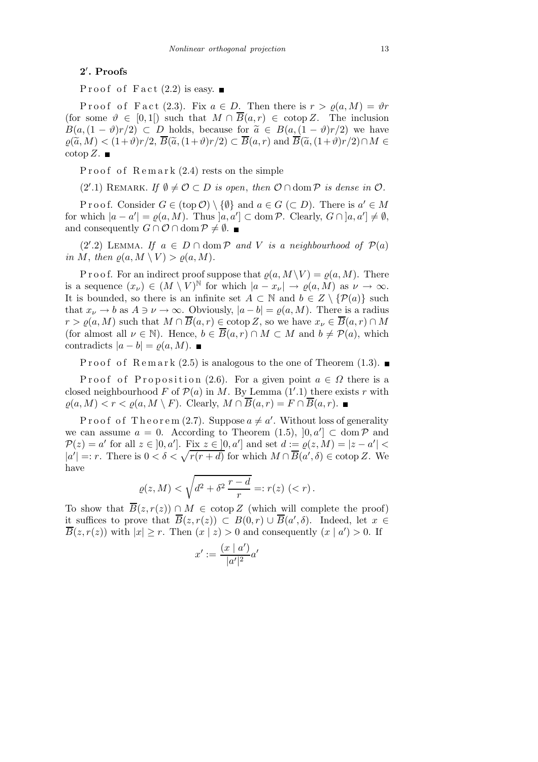## 2′. Proofs

Proof of Fact (2.2) is easy. ∎

Proof of Fact (2.3). Fix $a \in D$. Then there is $r > \varrho(a, M) = \vartheta r$ (for some $\vartheta \in [0, 1[$) such that $M \cap \overline{B}(a, r) \in \operatorname{cotop} Z$. The inclusion $B(a, (1-\vartheta)r/2) \subset D$ holds, because for $\widetilde{a} \in B(a, (1-\vartheta)r/2)$ we have $\varrho(\widetilde{a}, M) < (1+\vartheta)r/2$, $\overline{B}(\widetilde{a}, (1+\vartheta)r/2) \subset \overline{B}(a, r)$ and $\overline{B}(\widetilde{a}, (1+\vartheta)r/2) \cap M \in \operatorname{cotop} Z$. ∎

Proof of Remark (2.4) rests on the simple

(2′.1) Remark. *If $\emptyset \neq \mathcal{O} \subset D$ is open, then $\mathcal{O} \cap \operatorname{dom} \mathcal{P}$ is dense in $\mathcal{O}$.*

Proof. Consider $G \in (\operatorname{top} \mathcal{O}) \setminus \{\emptyset\}$ and $a \in G$ $(\subset D)$. There is $a' \in M$ for which $|a - a'| = \varrho(a, M)$. Thus $]a, a'] \subset \operatorname{dom} \mathcal{P}$. Clearly, $G \cap ]a, a'] \neq \emptyset$, and consequently $G \cap \mathcal{O} \cap \operatorname{dom} \mathcal{P} \neq \emptyset$. ∎

(2′.2) Lemma. *If $a \in D \cap \operatorname{dom} \mathcal{P}$ and $V$ is a neighbourhood of $\mathcal{P}(a)$ in $M$, then $\varrho(a, M \setminus V) > \varrho(a, M)$.*

Proof. For an indirect proof suppose that $\varrho(a, M \setminus V) = \varrho(a, M)$. There is a sequence $(x_\nu) \in (M \setminus V)^{\mathbb{N}}$ for which $|a - x_\nu| \to \varrho(a, M)$ as $\nu \to \infty$. It is bounded, so there is an infinite set $A \subset \mathbb{N}$ and $b \in Z \setminus \{\mathcal{P}(a)\}$ such that $x_\nu \to b$ as $A \ni \nu \to \infty$. Obviously, $|a - b| = \varrho(a, M)$. There is a radius $r > \varrho(a, M)$ such that $M \cap \overline{B}(a, r) \in \operatorname{cotop} Z$, so we have $x_\nu \in \overline{B}(a, r) \cap M$ (for almost all $\nu \in \mathbb{N}$). Hence, $b \in \overline{B}(a, r) \cap M \subset M$ and $b \neq \mathcal{P}(a)$, which contradicts $|a - b| = \varrho(a, M)$. ∎

Proof of Remark (2.5) is analogous to the one of Theorem (1.3). ∎

Proof of Proposition (2.6). For a given point $a \in \Omega$ there is a closed neighbourhood $F$ of $\mathcal{P}(a)$ in $M$. By Lemma (1′.1) there exists $r$ with $\varrho(a, M) < r < \varrho(a, M \setminus F)$. Clearly, $M \cap \overline{B}(a, r) = F \cap \overline{B}(a, r)$. ∎

Proof of Theorem (2.7). Suppose $a \neq a'$. Without loss of generality we can assume $a = 0$. According to Theorem (1.5), $]0, a'] \subset \operatorname{dom} \mathcal{P}$ and $\mathcal{P}(z) = a'$ for all $z \in ]0, a']$. Fix $z \in ]0, a']$ and set $d := \varrho(z, M) = |z - a'| < |a'| =: r$. There is $0 < \delta < \sqrt{r(r + d)}$ for which $M \cap \overline{B}(a', \delta) \in \operatorname{cotop} Z$. We have

$$\varrho(z, M) < \sqrt{d^2 + \delta^2 \frac{r - d}{r}} =: r(z) \ (< r).$$

To show that $\overline{B}(z, r(z)) \cap M \in \operatorname{cotop} Z$ (which will complete the proof) it suffices to prove that $\overline{B}(z, r(z)) \subset B(0, r) \cup \overline{B}(a', \delta)$. Indeed, let $x \in \overline{B}(z, r(z))$ with $|x| \geq r$. Then $(x \mid z) > 0$ and consequently $(x \mid a') > 0$. If

$$x' := \frac{(x \mid a')}{|a'|^2} a'$$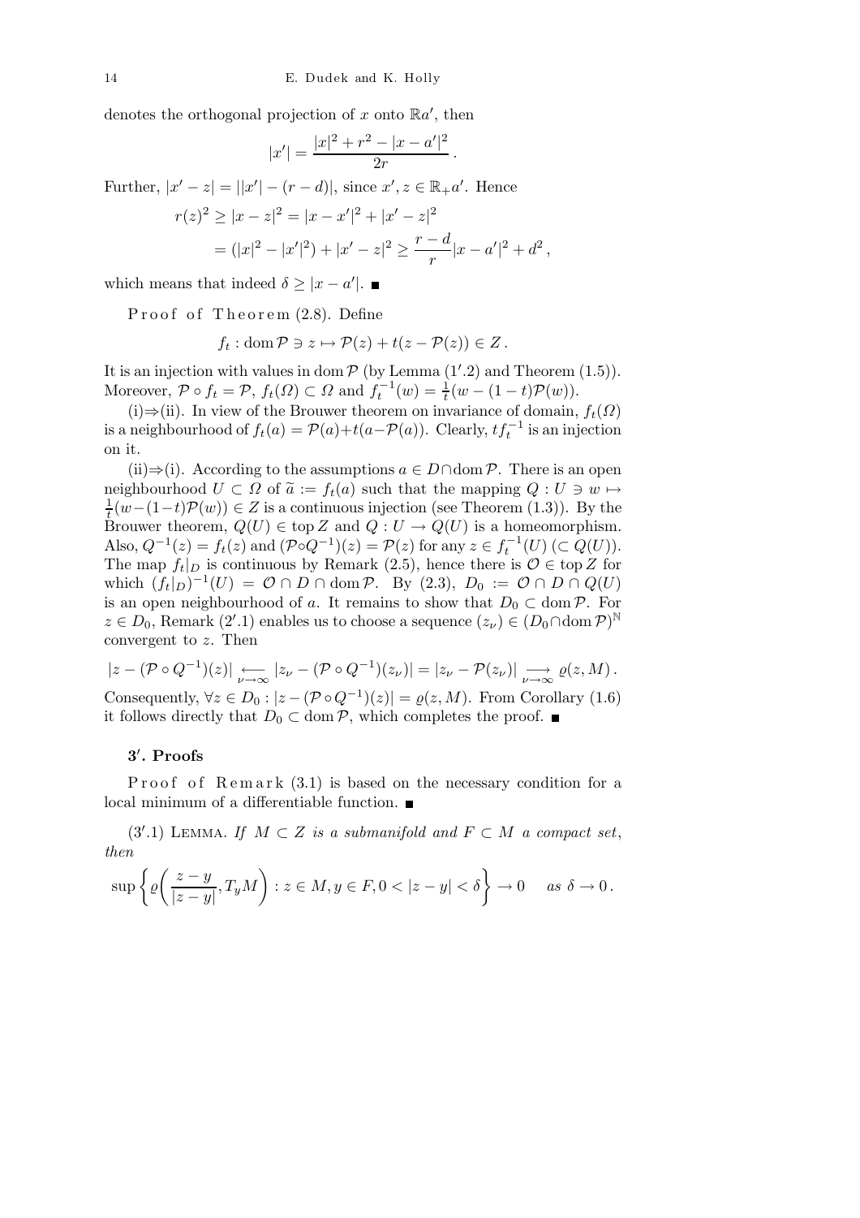denotes the orthogonal projection of $x$ onto $\mathbb{R}a'$, then

$$|x'| = \frac{|x|^2 + r^2 - |x - a'|^2}{2r}.$$

Further, $|x' - z| = ||x'| - (r - d)|$, since $x', z \in \mathbb{R}_+ a'$. Hence

$$\begin{aligned} r(z)^2 &\geq |x - z|^2 = |x - x'|^2 + |x' - z|^2 \\ &= (|x|^2 - |x'|^2) + |x' - z|^2 \geq \frac{r - d}{r}|x - a'|^2 + d^2, \end{aligned}$$

which means that indeed $\delta \geq |x - a'|$. ∎

Proof of Theorem (2.8). Define

$$f_t : \operatorname{dom}\mathcal{P} \ni z \mapsto \mathcal{P}(z) + t(z - \mathcal{P}(z)) \in Z.$$

It is an injection with values in $\operatorname{dom}\mathcal{P}$ (by Lemma (1′.2) and Theorem (1.5)). Moreover, $\mathcal{P} \circ f_t = \mathcal{P}$, $f_t(\Omega) \subset \Omega$ and $f_t^{-1}(w) = \frac{1}{t}(w - (1 - t)\mathcal{P}(w))$.

(i)⇒(ii). In view of the Brouwer theorem on invariance of domain, $f_t(\Omega)$ is a neighbourhood of $f_t(a) = \mathcal{P}(a) + t(a - \mathcal{P}(a))$. Clearly, $tf_t^{-1}$ is an injection on it.

(ii)⇒(i). According to the assumptions $a \in D \cap \operatorname{dom}\mathcal{P}$. There is an open neighbourhood $U \subset \Omega$ of $\widetilde{a} := f_t(a)$ such that the mapping $Q : U \ni w \mapsto \frac{1}{t}(w - (1-t)\mathcal{P}(w)) \in Z$ is a continuous injection (see Theorem (1.3)). By the Brouwer theorem, $Q(U) \in \operatorname{top} Z$ and $Q : U \to Q(U)$ is a homeomorphism. Also, $Q^{-1}(z) = f_t(z)$ and $(\mathcal{P} \circ Q^{-1})(z) = \mathcal{P}(z)$ for any $z \in f_t^{-1}(U)$ ($\subset Q(U)$). The map $f_t|_D$ is continuous by Remark (2.5), hence there is $\mathcal{O} \in \operatorname{top} Z$ for which $(f_t|_D)^{-1}(U) = \mathcal{O} \cap D \cap \operatorname{dom}\mathcal{P}$. By (2.3), $D_0 := \mathcal{O} \cap D \cap Q(U)$ is an open neighbourhood of $a$. It remains to show that $D_0 \subset \operatorname{dom}\mathcal{P}$. For $z \in D_0$, Remark (2′.1) enables us to choose a sequence $(z_\nu) \in (D_0 \cap \operatorname{dom}\mathcal{P})^{\mathbb{N}}$ convergent to $z$. Then

$$|z - (\mathcal{P} \circ Q^{-1})(z)| \underset{\nu \to \infty}{\longleftarrow} |z_\nu - (\mathcal{P} \circ Q^{-1})(z_\nu)| = |z_\nu - \mathcal{P}(z_\nu)| \underset{\nu \to \infty}{\longrightarrow} \varrho(z, M).$$

Consequently, $\forall z \in D_0 : |z - (\mathcal{P} \circ Q^{-1})(z)| = \varrho(z, M)$. From Corollary (1.6) it follows directly that $D_0 \subset \operatorname{dom}\mathcal{P}$, which completes the proof. ∎

## 3′. Proofs

Proof of Remark (3.1) is based on the necessary condition for a local minimum of a differentiable function. ∎

(3′.1) Lemma. *If $M \subset Z$ is a submanifold and $F \subset M$ a compact set, then*

$$\sup\left\{\varrho\left(\frac{z - y}{|z - y|}, T_y M\right) : z \in M, y \in F, 0 < |z - y| < \delta\right\} \to 0 \quad \text{as } \delta \to 0.$$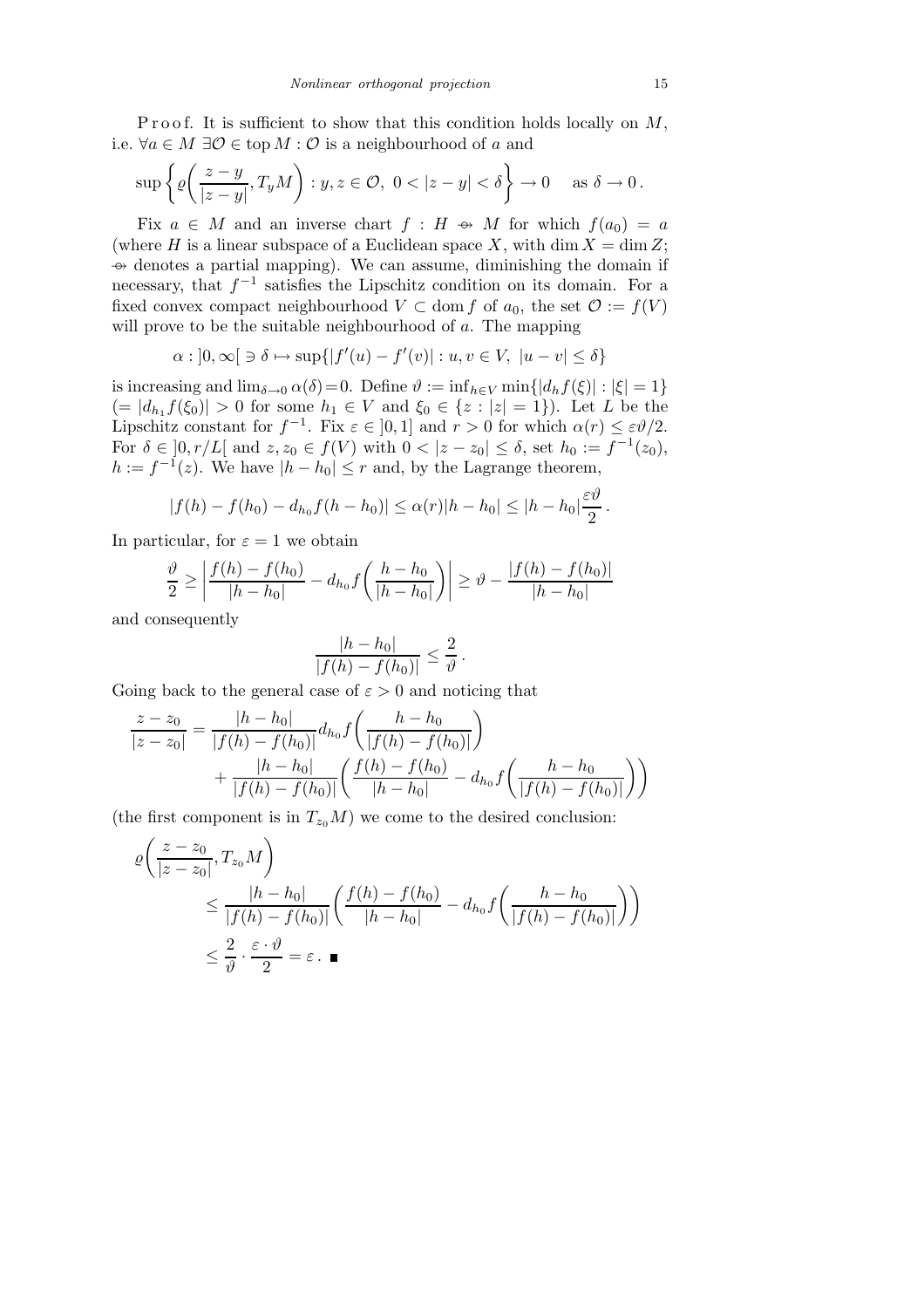P r o o f. It is sufficient to show that this condition holds locally on $M$, i.e. $\forall a \in M\ \exists \mathcal{O} \in \operatorname{top} M : \mathcal{O}$ is a neighbourhood of $a$ and

$$\sup\left\{\varrho\left(\frac{z-y}{|z-y|}, T_y M\right) : y, z \in \mathcal{O},\ 0 < |z-y| < \delta\right\} \to 0 \quad \text{as } \delta \to 0\,.$$

Fix $a \in M$ and an inverse chart $f : H \nrightarrow M$ for which $f(a_0) = a$ (where $H$ is a linear subspace of a Euclidean space $X$, with $\dim X = \dim Z$; $\nrightarrow$ denotes a partial mapping). We can assume, diminishing the domain if necessary, that $f^{-1}$ satisfies the Lipschitz condition on its domain. For a fixed convex compact neighbourhood $V \subset \operatorname{dom} f$ of $a_0$, the set $\mathcal{O} := f(V)$ will prove to be the suitable neighbourhood of $a$. The mapping

$$\alpha : ]0, \infty[\ \ni \delta \mapsto \sup\{|f'(u) - f'(v)| : u, v \in V,\ |u - v| \le \delta\}$$

is increasing and $\lim_{\delta\to 0} \alpha(\delta) = 0$. Define $\vartheta := \inf_{h\in V} \min\{|d_h f(\xi)| : |\xi| = 1\}$ $(= |d_{h_1} f(\xi_0)| > 0$ for some $h_1 \in V$ and $\xi_0 \in \{z : |z| = 1\})$. Let $L$ be the Lipschitz constant for $f^{-1}$. Fix $\varepsilon \in ]0, 1]$ and $r > 0$ for which $\alpha(r) \le \varepsilon\vartheta/2$. For $\delta \in ]0, r/L[$ and $z, z_0 \in f(V)$ with $0 < |z - z_0| \le \delta$, set $h_0 := f^{-1}(z_0)$, $h := f^{-1}(z)$. We have $|h - h_0| \le r$ and, by the Lagrange theorem,

$$|f(h) - f(h_0) - d_{h_0} f(h - h_0)| \le \alpha(r)|h - h_0| \le |h - h_0| \frac{\varepsilon\vartheta}{2}\,.$$

In particular, for $\varepsilon = 1$ we obtain

$$\frac{\vartheta}{2} \ge \left|\frac{f(h) - f(h_0)}{|h - h_0|} - d_{h_0} f\left(\frac{h - h_0}{|h - h_0|}\right)\right| \ge \vartheta - \frac{|f(h) - f(h_0)|}{|h - h_0|}$$

and consequently

$$\frac{|h - h_0|}{|f(h) - f(h_0)|} \le \frac{2}{\vartheta}\,.$$

Going back to the general case of $\varepsilon > 0$ and noticing that

$$\begin{aligned}
\frac{z - z_0}{|z - z_0|} &= \frac{|h - h_0|}{|f(h) - f(h_0)|} d_{h_0} f\left(\frac{h - h_0}{|f(h) - f(h_0)|}\right) \\
&\quad + \frac{|h - h_0|}{|f(h) - f(h_0)|}\left(\frac{f(h) - f(h_0)}{|h - h_0|} - d_{h_0} f\left(\frac{h - h_0}{|f(h) - f(h_0)|}\right)\right)
\end{aligned}$$

(the first component is in $T_{z_0} M$) we come to the desired conclusion:

$$\begin{aligned}
\varrho&\left(\frac{z - z_0}{|z - z_0|}, T_{z_0} M\right) \\
&\le \frac{|h - h_0|}{|f(h) - f(h_0)|}\left(\frac{f(h) - f(h_0)}{|h - h_0|} - d_{h_0} f\left(\frac{h - h_0}{|f(h) - f(h_0)|}\right)\right) \\
&\le \frac{2}{\vartheta} \cdot \frac{\varepsilon \cdot \vartheta}{2} = \varepsilon\,. \quad \blacksquare
\end{aligned}$$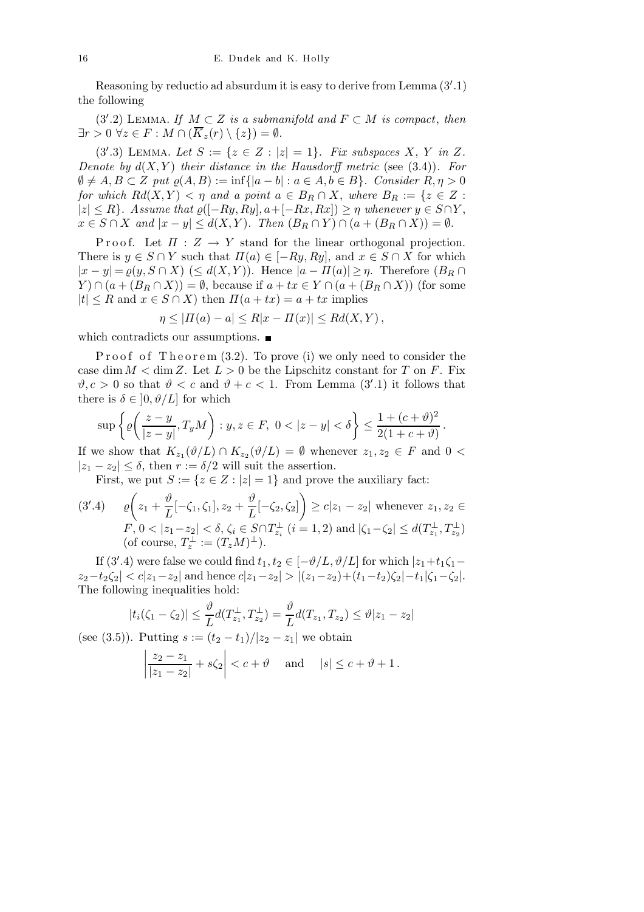Reasoning by reductio ad absurdum it is easy to derive from Lemma $(3'.1)$ the following

$(3'.2)$ Lemma. *If $M \subset Z$ is a submanifold and $F \subset M$ is compact*, *then* $\exists r > 0\ \forall z \in F : M \cap (\overline{K}_z(r) \setminus \{z\}) = \emptyset$.

$(3'.3)$ Lemma. *Let $S := \{z \in Z : |z| = 1\}$. Fix subspaces $X$, $Y$ in $Z$. Denote by $d(X,Y)$ their distance in the Hausdorff metric* (see (3.4)). *For $\emptyset \neq A, B \subset Z$ put $\varrho(A,B) := \inf\{|a-b| : a \in A, b \in B\}$. Consider $R, \eta > 0$ for which $Rd(X,Y) < \eta$ and a point $a \in B_R \cap X$, where $B_R := \{z \in Z : |z| \le R\}$. Assume that $\varrho([-Ry, Ry], a + [-Rx, Rx]) \ge \eta$ whenever $y \in S \cap Y$, $x \in S \cap X$ and $|x - y| \le d(X,Y)$. Then $(B_R \cap Y) \cap (a + (B_R \cap X)) = \emptyset$.*

Proof. Let $\Pi : Z \to Y$ stand for the linear orthogonal projection. There is $y \in S \cap Y$ such that $\Pi(a) \in [-Ry, Ry]$, and $x \in S \cap X$ for which $|x - y| = \varrho(y, S \cap X)$ $(\le d(X,Y))$. Hence $|a - \Pi(a)| \ge \eta$. Therefore $(B_R \cap Y) \cap (a + (B_R \cap X)) = \emptyset$, because if $a + tx \in Y \cap (a + (B_R \cap X))$ (for some $|t| \le R$ and $x \in S \cap X$) then $\Pi(a + tx) = a + tx$ implies

$$\eta \le |\Pi(a) - a| \le R|x - \Pi(x)| \le Rd(X,Y),$$

which contradicts our assumptions. ■

Proof of Theorem (3.2). To prove (i) we only need to consider the case $\dim M < \dim Z$. Let $L > 0$ be the Lipschitz constant for $T$ on $F$. Fix $\vartheta, c > 0$ so that $\vartheta < c$ and $\vartheta + c < 1$. From Lemma $(3'.1)$ it follows that there is $\delta \in ]0, \vartheta/L]$ for which

$$\sup\left\{\varrho\left(\frac{z-y}{|z-y|}, T_y M\right) : y, z \in F,\ 0 < |z-y| < \delta\right\} \le \frac{1 + (c+\vartheta)^2}{2(1 + c + \vartheta)}.$$

If we show that $K_{z_1}(\vartheta/L) \cap K_{z_2}(\vartheta/L) = \emptyset$ whenever $z_1, z_2 \in F$ and $0 < |z_1 - z_2| \le \delta$, then $r := \delta/2$ will suit the assertion.

First, we put $S := \{z \in Z : |z| = 1\}$ and prove the auxiliary fact:

$$(3'.4)\quad \varrho\left(z_1 + \frac{\vartheta}{L}[-\zeta_1, \zeta_1], z_2 + \frac{\vartheta}{L}[-\zeta_2, \zeta_2]\right) \ge c|z_1 - z_2| \text{ whenever } z_1, z_2 \in F,\ 0 < |z_1 - z_2| < \delta,\ \zeta_i \in S \cap T_{z_i}^{\perp}\ (i = 1,2) \text{ and } |\zeta_1 - \zeta_2| \le d(T_{z_1}^{\perp}, T_{z_2}^{\perp})$$

(of course, $T_z^{\perp} := (T_z M)^{\perp}$).

If $(3'.4)$ were false we could find $t_1, t_2 \in [-\vartheta/L, \vartheta/L]$ for which $|z_1 + t_1\zeta_1 - z_2 - t_2\zeta_2| < c|z_1 - z_2|$ and hence $c|z_1 - z_2| > |(z_1 - z_2) + (t_1 - t_2)\zeta_2| - t_1|\zeta_1 - \zeta_2|$. The following inequalities hold:

$$|t_i(\zeta_1 - \zeta_2)| \le \frac{\vartheta}{L} d(T_{z_1}^{\perp}, T_{z_2}^{\perp}) = \frac{\vartheta}{L} d(T_{z_1}, T_{z_2}) \le \vartheta|z_1 - z_2|$$

(see (3.5)). Putting $s := (t_2 - t_1)/|z_2 - z_1|$ we obtain

$$\left|\frac{z_2 - z_1}{|z_1 - z_2|} + s\zeta_2\right| < c + \vartheta \quad \text{and} \quad |s| \le c + \vartheta + 1.$$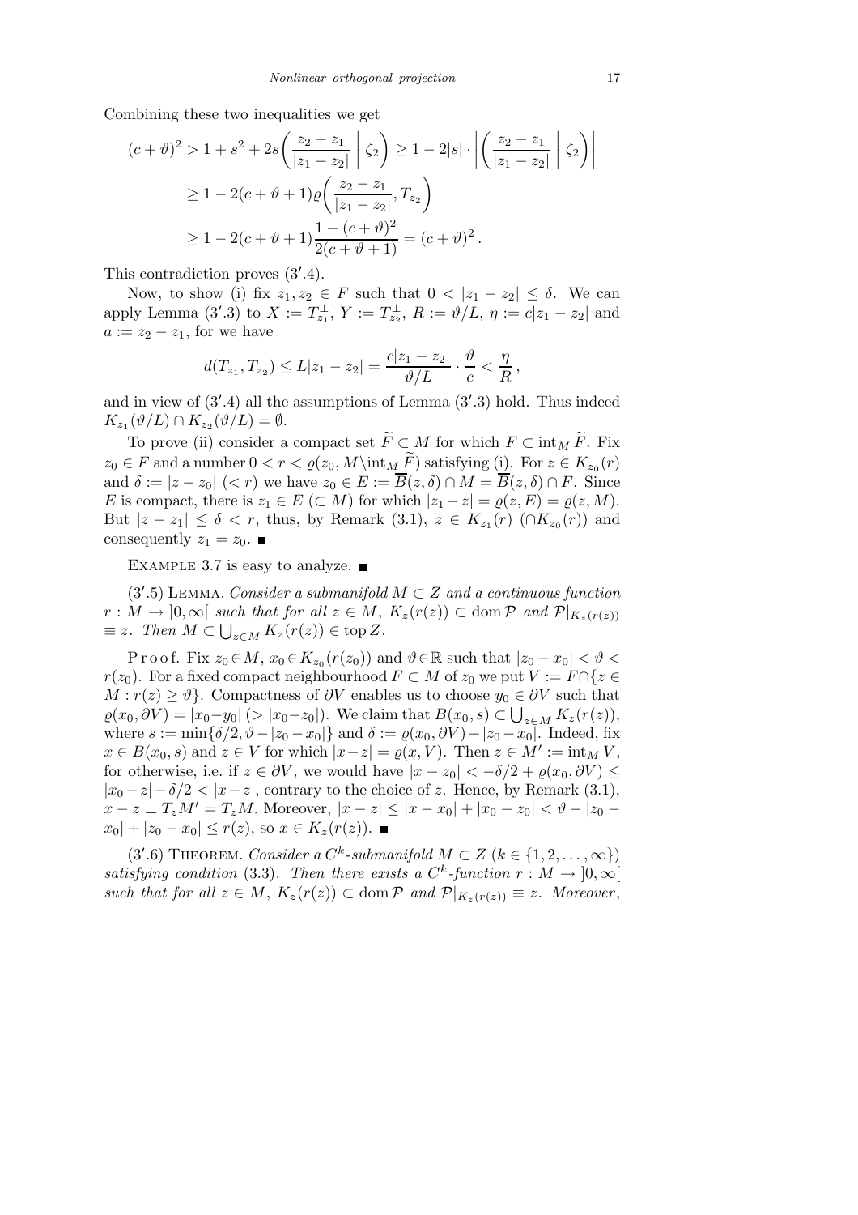Combining these two inequalities we get

$$
\begin{aligned}
(c+\vartheta)^2 &> 1 + s^2 + 2s\left(\frac{z_2 - z_1}{|z_1 - z_2|} \,\middle|\, \zeta_2\right) \geq 1 - 2|s| \cdot \left|\left(\frac{z_2 - z_1}{|z_1 - z_2|} \,\middle|\, \zeta_2\right)\right| \\
&\geq 1 - 2(c+\vartheta+1)\varrho\left(\frac{z_2 - z_1}{|z_1 - z_2|}, T_{z_2}\right) \\
&\geq 1 - 2(c+\vartheta+1)\frac{1-(c+\vartheta)^2}{2(c+\vartheta+1)} = (c+\vartheta)^2 .
\end{aligned}
$$

This contradiction proves $(3'.4)$.

Now, to show (i) fix $z_1, z_2 \in F$ such that $0 < |z_1 - z_2| \leq \delta$. We can apply Lemma $(3'.3)$ to $X := T_{z_1}^{\perp}$, $Y := T_{z_2}^{\perp}$, $R := \vartheta/L$, $\eta := c|z_1 - z_2|$ and $a := z_2 - z_1$, for we have

$$
d(T_{z_1}, T_{z_2}) \leq L|z_1 - z_2| = \frac{c|z_1 - z_2|}{\vartheta/L} \cdot \frac{\vartheta}{c} < \frac{\eta}{R},
$$

and in view of $(3'.4)$ all the assumptions of Lemma $(3'.3)$ hold. Thus indeed $K_{z_1}(\vartheta/L) \cap K_{z_2}(\vartheta/L) = \emptyset$.

To prove (ii) consider a compact set $\widetilde{F} \subset M$ for which $F \subset \operatorname{int}_M \widetilde{F}$. Fix $z_0 \in F$ and a number $0 < r < \varrho(z_0, M \setminus \operatorname{int}_M \widetilde{F})$ satisfying (i). For $z \in K_{z_0}(r)$ and $\delta := |z - z_0|$ $(< r)$ we have $z_0 \in E := \overline{B}(z, \delta) \cap M = \overline{B}(z, \delta) \cap F$. Since $E$ is compact, there is $z_1 \in E$ $(\subset M)$ for which $|z_1 - z| = \varrho(z, E) = \varrho(z, M)$. But $|z - z_1| \leq \delta < r$, thus, by Remark (3.1), $z \in K_{z_1}(r)$ $(\cap K_{z_0}(r))$ and consequently $z_1 = z_0$. ■

Example 3.7 is easy to analyze. ■

$(3'.5)$ Lemma. *Consider a submanifold $M \subset Z$ and a continuous function $r : M \to ]0, \infty[$ such that for all $z \in M$, $K_z(r(z)) \subset \operatorname{dom} \mathcal{P}$ and $\mathcal{P}|_{K_z(r(z))} \equiv z$. Then $M \subset \bigcup_{z \in M} K_z(r(z)) \in \operatorname{top} Z$.*

Proof. Fix $z_0 \in M$, $x_0 \in K_{z_0}(r(z_0))$ and $\vartheta \in \mathbb{R}$ such that $|z_0 - x_0| < \vartheta < r(z_0)$. For a fixed compact neighbourhood $F \subset M$ of $z_0$ we put $V := F \cap \{z \in M : r(z) \geq \vartheta\}$. Compactness of $\partial V$ enables us to choose $y_0 \in \partial V$ such that $\varrho(x_0, \partial V) = |x_0 - y_0|$ $(> |x_0 - z_0|)$. We claim that $B(x_0, s) \subset \bigcup_{z \in M} K_z(r(z))$, where $s := \min\{\delta/2, \vartheta - |z_0 - x_0|\}$ and $\delta := \varrho(x_0, \partial V) - |z_0 - x_0|$. Indeed, fix $x \in B(x_0, s)$ and $z \in V$ for which $|x - z| = \varrho(x, V)$. Then $z \in M' := \operatorname{int}_M V$, for otherwise, i.e. if $z \in \partial V$, we would have $|x - z_0| < -\delta/2 + \varrho(x_0, \partial V) \leq |x_0 - z| - \delta/2 < |x - z|$, contrary to the choice of $z$. Hence, by Remark (3.1), $x - z \perp T_z M' = T_z M$. Moreover, $|x - z| \leq |x - x_0| + |x_0 - z_0| < \vartheta - |z_0 - x_0| + |z_0 - x_0| \leq r(z)$, so $x \in K_z(r(z))$. ■

$(3'.6)$ Theorem. *Consider a $C^k$-submanifold $M \subset Z$ $(k \in \{1, 2, \ldots, \infty\})$ satisfying condition (3.3). Then there exists a $C^k$-function $r : M \to ]0, \infty[$ such that for all $z \in M$, $K_z(r(z)) \subset \operatorname{dom} \mathcal{P}$ and $\mathcal{P}|_{K_z(r(z))} \equiv z$. Moreover,*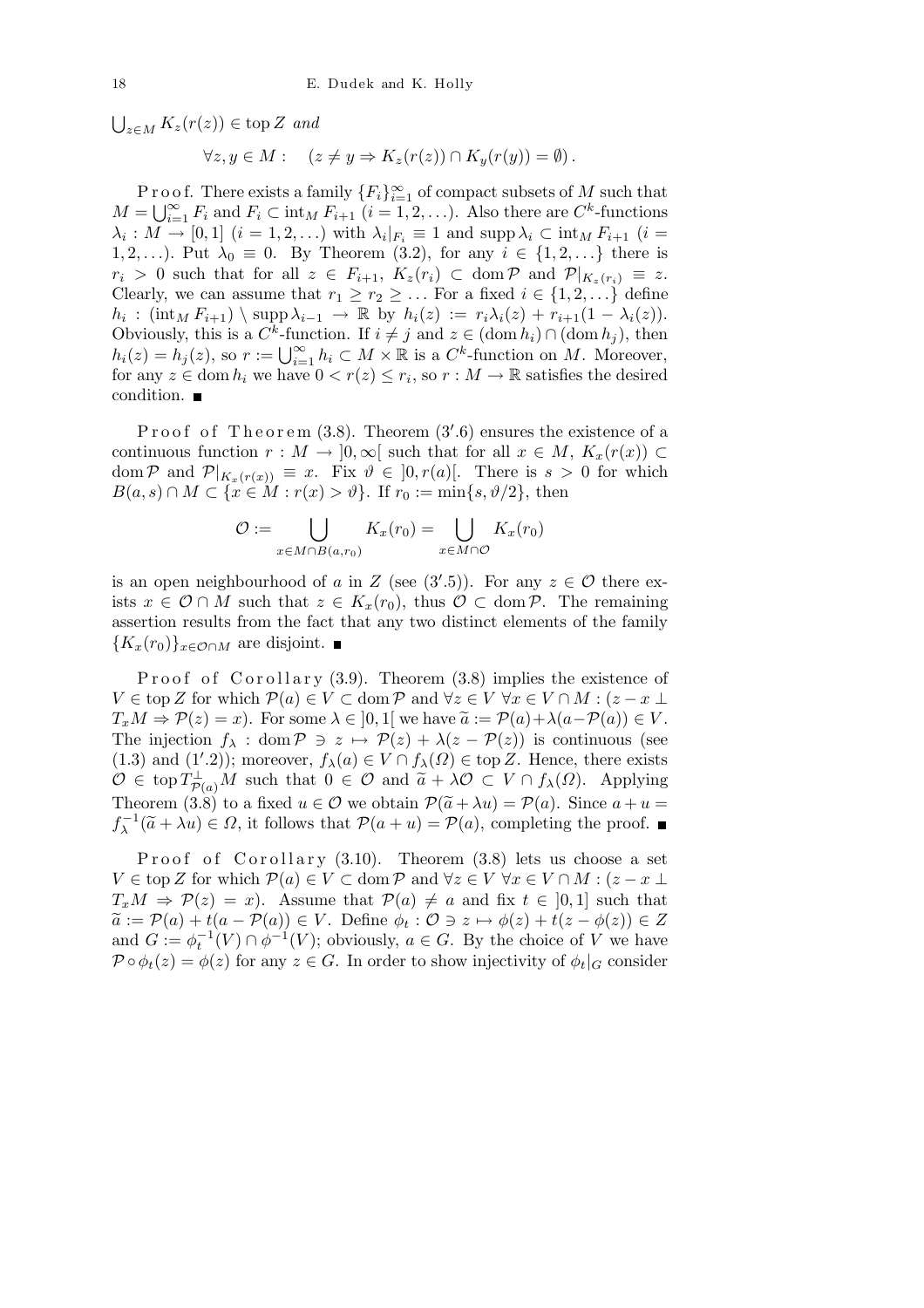$\bigcup_{z\in M} K_z(r(z)) \in \operatorname{top} Z$ *and*

$$\forall z, y \in M: \quad (z \neq y \Rightarrow K_z(r(z)) \cap K_y(r(y)) = \emptyset).$$

Proof. There exists a family $\{F_i\}_{i=1}^{\infty}$ of compact subsets of $M$ such that $M = \bigcup_{i=1}^{\infty} F_i$ and $F_i \subset \operatorname{int}_M F_{i+1}$ $(i = 1, 2, \ldots)$. Also there are $C^k$-functions $\lambda_i : M \to [0,1]$ $(i = 1, 2, \ldots)$ with $\lambda_i|_{F_i} \equiv 1$ and $\operatorname{supp} \lambda_i \subset \operatorname{int}_M F_{i+1}$ $(i = 1, 2, \ldots)$. Put $\lambda_0 \equiv 0$. By Theorem (3.2), for any $i \in \{1, 2, \ldots\}$ there is $r_i > 0$ such that for all $z \in F_{i+1}$, $K_z(r_i) \subset \operatorname{dom} \mathcal{P}$ and $\mathcal{P}|_{K_z(r_i)} \equiv z$. Clearly, we can assume that $r_1 \geq r_2 \geq \ldots$ For a fixed $i \in \{1, 2, \ldots\}$ define $h_i : (\operatorname{int}_M F_{i+1}) \setminus \operatorname{supp} \lambda_{i-1} \to \mathbb{R}$ by $h_i(z) := r_i \lambda_i(z) + r_{i+1}(1 - \lambda_i(z))$. Obviously, this is a $C^k$-function. If $i \neq j$ and $z \in (\operatorname{dom} h_i) \cap (\operatorname{dom} h_j)$, then $h_i(z) = h_j(z)$, so $r := \bigcup_{i=1}^{\infty} h_i \subset M \times \mathbb{R}$ is a $C^k$-function on $M$. Moreover, for any $z \in \operatorname{dom} h_i$ we have $0 < r(z) \leq r_i$, so $r : M \to \mathbb{R}$ satisfies the desired condition. ∎

Proof of Theorem (3.8). Theorem (3′.6) ensures the existence of a continuous function $r : M \to ]0, \infty[$ such that for all $x \in M$, $K_x(r(x)) \subset \operatorname{dom} \mathcal{P}$ and $\mathcal{P}|_{K_x(r(x))} \equiv x$. Fix $\vartheta \in ]0, r(a)[$. There is $s > 0$ for which $B(a, s) \cap M \subset \{x \in M : r(x) > \vartheta\}$. If $r_0 := \min\{s, \vartheta/2\}$, then

$$\mathcal{O} := \bigcup_{x \in M \cap B(a, r_0)} K_x(r_0) = \bigcup_{x \in M \cap \mathcal{O}} K_x(r_0)$$

is an open neighbourhood of $a$ in $Z$ (see (3′.5)). For any $z \in \mathcal{O}$ there exists $x \in \mathcal{O} \cap M$ such that $z \in K_x(r_0)$, thus $\mathcal{O} \subset \operatorname{dom} \mathcal{P}$. The remaining assertion results from the fact that any two distinct elements of the family $\{K_x(r_0)\}_{x \in \mathcal{O} \cap M}$ are disjoint. ∎

Proof of Corollary (3.9). Theorem (3.8) implies the existence of $V \in \operatorname{top} Z$ for which $\mathcal{P}(a) \in V \subset \operatorname{dom} \mathcal{P}$ and $\forall z \in V\ \forall x \in V \cap M : (z - x \perp T_x M \Rightarrow \mathcal{P}(z) = x)$. For some $\lambda \in ]0, 1[$ we have $\widetilde{a} := \mathcal{P}(a) + \lambda(a - \mathcal{P}(a)) \in V$. The injection $f_\lambda : \operatorname{dom} \mathcal{P} \ni z \mapsto \mathcal{P}(z) + \lambda(z - \mathcal{P}(z))$ is continuous (see (1.3) and (1′.2)); moreover, $f_\lambda(a) \in V \cap f_\lambda(\Omega) \in \operatorname{top} Z$. Hence, there exists $\mathcal{O} \in \operatorname{top} T^{\perp}_{\mathcal{P}(a)} M$ such that $0 \in \mathcal{O}$ and $\widetilde{a} + \lambda \mathcal{O} \subset V \cap f_\lambda(\Omega)$. Applying Theorem (3.8) to a fixed $u \in \mathcal{O}$ we obtain $\mathcal{P}(\widetilde{a} + \lambda u) = \mathcal{P}(a)$. Since $a + u = f_\lambda^{-1}(\widetilde{a} + \lambda u) \in \Omega$, it follows that $\mathcal{P}(a + u) = \mathcal{P}(a)$, completing the proof. ∎

Proof of Corollary (3.10). Theorem (3.8) lets us choose a set $V \in \operatorname{top} Z$ for which $\mathcal{P}(a) \in V \subset \operatorname{dom} \mathcal{P}$ and $\forall z \in V\ \forall x \in V \cap M : (z - x \perp T_x M \Rightarrow \mathcal{P}(z) = x)$. Assume that $\mathcal{P}(a) \neq a$ and fix $t \in ]0, 1]$ such that $\widetilde{a} := \mathcal{P}(a) + t(a - \mathcal{P}(a)) \in V$. Define $\phi_t : \mathcal{O} \ni z \mapsto \phi(z) + t(z - \phi(z)) \in Z$ and $G := \phi_t^{-1}(V) \cap \phi^{-1}(V)$; obviously, $a \in G$. By the choice of $V$ we have $\mathcal{P} \circ \phi_t(z) = \phi(z)$ for any $z \in G$. In order to show injectivity of $\phi_t|_G$ consider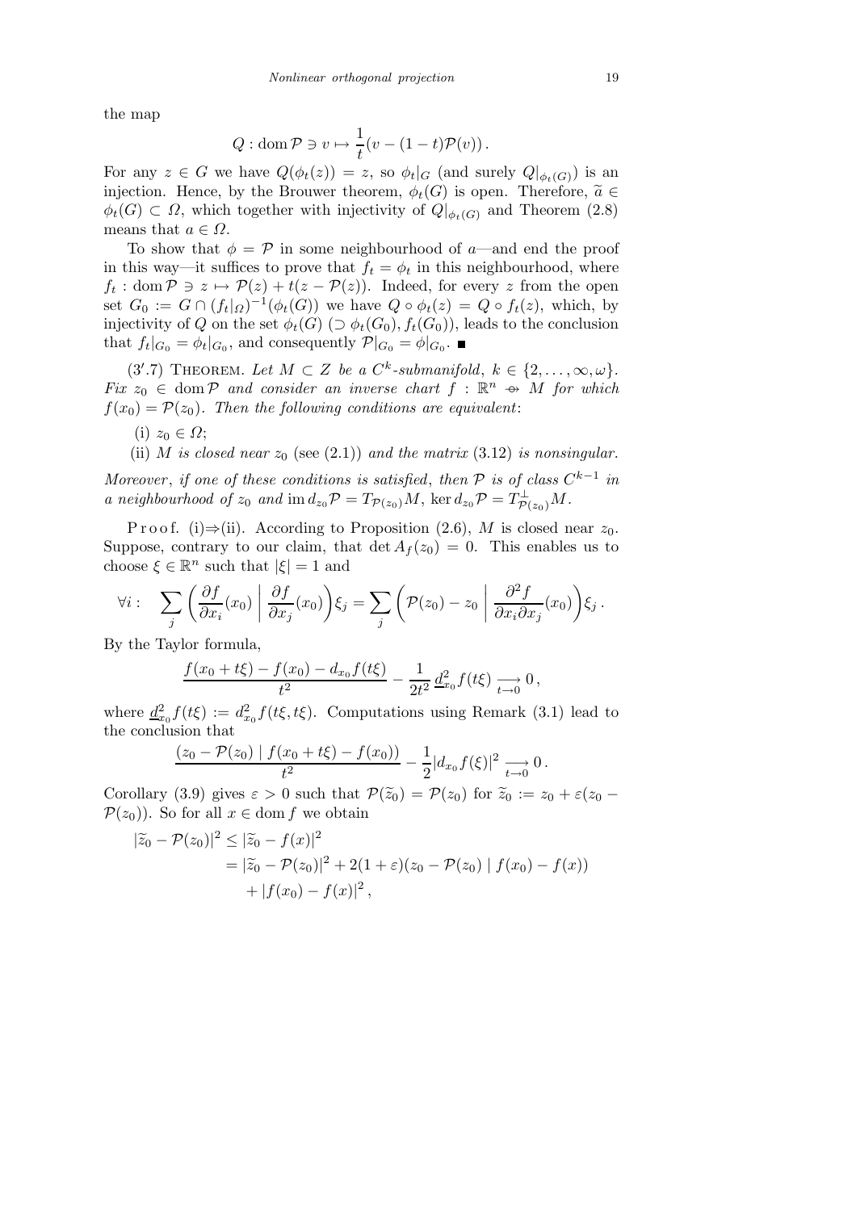the map

$$Q : \operatorname{dom} \mathcal{P} \ni v \mapsto \frac{1}{t}(v - (1-t)\mathcal{P}(v)).$$

For any $z \in G$ we have $Q(\phi_t(z)) = z$, so $\phi_t|_G$ (and surely $Q|_{\phi_t(G)}$) is an injection. Hence, by the Brouwer theorem, $\phi_t(G)$ is open. Therefore, $\widetilde{a} \in \phi_t(G) \subset \Omega$, which together with injectivity of $Q|_{\phi_t(G)}$ and Theorem (2.8) means that $a \in \Omega$.

To show that $\phi = \mathcal{P}$ in some neighbourhood of $a$—and end the proof in this way—it suffices to prove that $f_t = \phi_t$ in this neighbourhood, where $f_t : \operatorname{dom} \mathcal{P} \ni z \mapsto \mathcal{P}(z) + t(z - \mathcal{P}(z))$. Indeed, for every $z$ from the open set $G_0 := G \cap (f_t|_\Omega)^{-1}(\phi_t(G))$ we have $Q \circ \phi_t(z) = Q \circ f_t(z)$, which, by injectivity of $Q$ on the set $\phi_t(G)$ $(\supset \phi_t(G_0), f_t(G_0))$, leads to the conclusion that $f_t|_{G_0} = \phi_t|_{G_0}$, and consequently $\mathcal{P}|_{G_0} = \phi|_{G_0}$. ∎

(3′.7) Theorem. *Let $M \subset Z$ be a $C^k$-submanifold, $k \in \{2, \ldots, \infty, \omega\}$. Fix $z_0 \in \operatorname{dom} \mathcal{P}$ and consider an inverse chart $f : \mathbb{R}^n \nrightarrow M$ for which $f(x_0) = \mathcal{P}(z_0)$. Then the following conditions are equivalent*:

(i) $z_0 \in \Omega$;

(ii) *$M$ is closed near $z_0$* (see (2.1)) *and the matrix* (3.12) *is nonsingular.*

*Moreover, if one of these conditions is satisfied, then $\mathcal{P}$ is of class $C^{k-1}$ in a neighbourhood of $z_0$ and $\operatorname{im} d_{z_0}\mathcal{P} = T_{\mathcal{P}(z_0)}M$, $\ker d_{z_0}\mathcal{P} = T^{\perp}_{\mathcal{P}(z_0)}M$.*

Proof. (i)⇒(ii). According to Proposition (2.6), $M$ is closed near $z_0$. Suppose, contrary to our claim, that $\det A_f(z_0) = 0$. This enables us to choose $\xi \in \mathbb{R}^n$ such that $|\xi| = 1$ and

$$\forall i : \quad \sum_j \left( \frac{\partial f}{\partial x_i}(x_0) \;\middle|\; \frac{\partial f}{\partial x_j}(x_0) \right) \xi_j = \sum_j \left( \mathcal{P}(z_0) - z_0 \;\middle|\; \frac{\partial^2 f}{\partial x_i \partial x_j}(x_0) \right) \xi_j .$$

By the Taylor formula,

$$\frac{f(x_0 + t\xi) - f(x_0) - d_{x_0} f(t\xi)}{t^2} - \frac{1}{2t^2} \underline{d}^2_{x_0} f(t\xi) \underset{t \to 0}{\longrightarrow} 0,$$

where $\underline{d}^2_{x_0} f(t\xi) := d^2_{x_0} f(t\xi, t\xi)$. Computations using Remark (3.1) lead to the conclusion that

$$\frac{(z_0 - \mathcal{P}(z_0) \mid f(x_0 + t\xi) - f(x_0))}{t^2} - \frac{1}{2}|d_{x_0} f(\xi)|^2 \underset{t \to 0}{\longrightarrow} 0.$$

Corollary (3.9) gives $\varepsilon > 0$ such that $\mathcal{P}(\widetilde{z}_0) = \mathcal{P}(z_0)$ for $\widetilde{z}_0 := z_0 + \varepsilon(z_0 - \mathcal{P}(z_0))$. So for all $x \in \operatorname{dom} f$ we obtain

$$\begin{aligned}
|\widetilde{z}_0 - \mathcal{P}(z_0)|^2 &\le |\widetilde{z}_0 - f(x)|^2 \\
&= |\widetilde{z}_0 - \mathcal{P}(z_0)|^2 + 2(1+\varepsilon)(z_0 - \mathcal{P}(z_0) \mid f(x_0) - f(x)) \\
&\quad + |f(x_0) - f(x)|^2,
\end{aligned}$$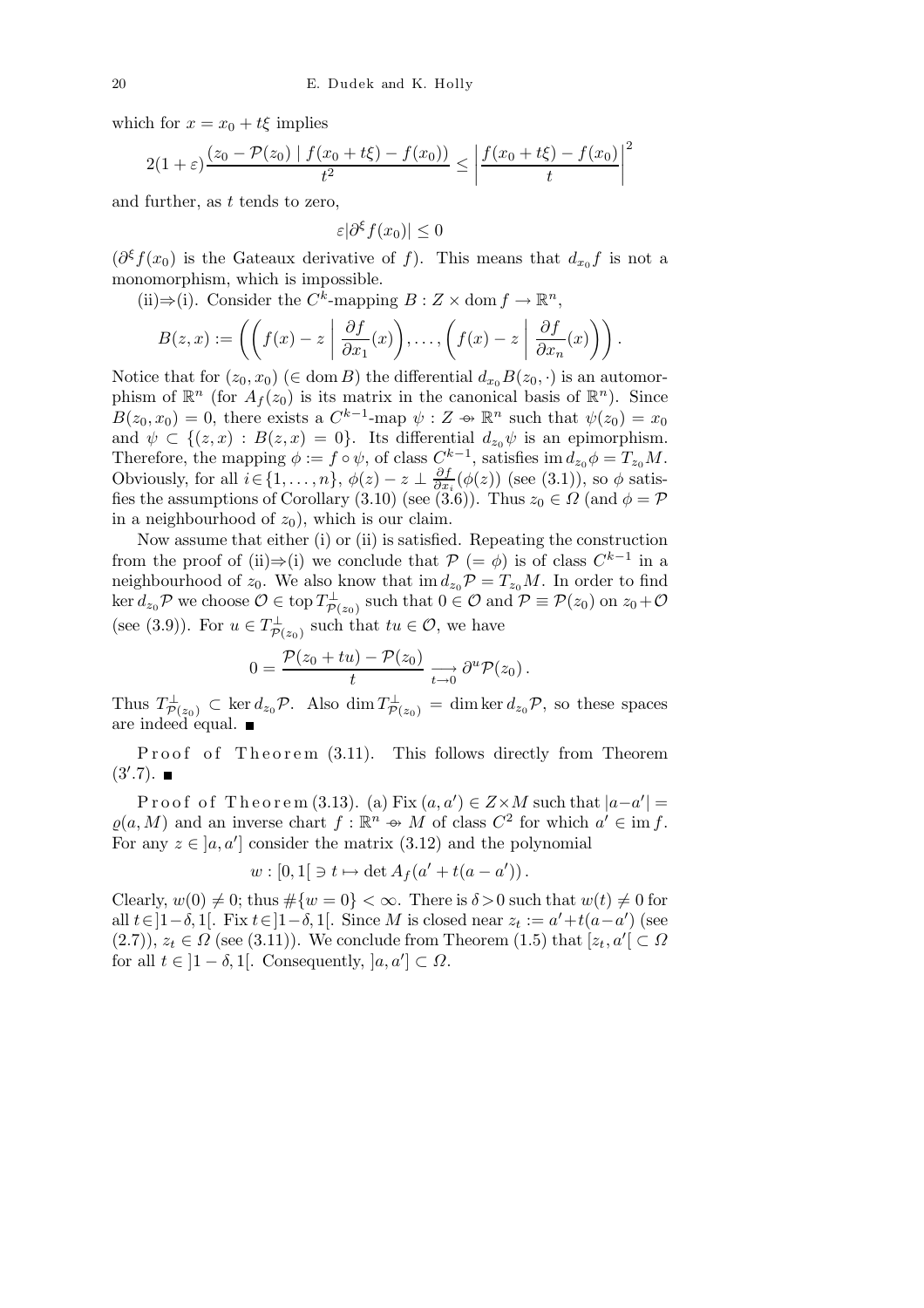which for $x = x_0 + t\xi$ implies

$$2(1+\varepsilon)\frac{(z_0 - \mathcal{P}(z_0) \mid f(x_0+t\xi) - f(x_0))}{t^2} \le \left|\frac{f(x_0+t\xi) - f(x_0)}{t}\right|^2$$

and further, as $t$ tends to zero,

$$\varepsilon|\partial^\xi f(x_0)| \le 0$$

($\partial^\xi f(x_0)$ is the Gateaux derivative of $f$). This means that $d_{x_0} f$ is not a monomorphism, which is impossible.

(ii)⇒(i). Consider the $C^k$-mapping $B : Z \times \operatorname{dom} f \to \mathbb{R}^n$,

$$B(z,x) := \left(\left(f(x) - z \;\middle|\; \frac{\partial f}{\partial x_1}(x)\right), \ldots, \left(f(x) - z \;\middle|\; \frac{\partial f}{\partial x_n}(x)\right)\right).$$

Notice that for $(z_0, x_0)$ ($\in \operatorname{dom} B$) the differential $d_{x_0} B(z_0,\cdot)$ is an automorphism of $\mathbb{R}^n$ (for $A_f(z_0)$ is its matrix in the canonical basis of $\mathbb{R}^n$). Since $B(z_0,x_0) = 0$, there exists a $C^{k-1}$-map $\psi : Z \nrightarrow \mathbb{R}^n$ such that $\psi(z_0) = x_0$ and $\psi \subset \{(z,x) : B(z,x) = 0\}$. Its differential $d_{z_0}\psi$ is an epimorphism. Therefore, the mapping $\phi := f \circ \psi$, of class $C^{k-1}$, satisfies $\operatorname{im} d_{z_0}\phi = T_{z_0}M$. Obviously, for all $i \in \{1,\ldots,n\}$, $\phi(z) - z \perp \frac{\partial f}{\partial x_i}(\phi(z))$ (see (3.1)), so $\phi$ satisfies the assumptions of Corollary (3.10) (see (3.6)). Thus $z_0 \in \Omega$ (and $\phi = \mathcal{P}$ in a neighbourhood of $z_0$), which is our claim.

Now assume that either (i) or (ii) is satisfied. Repeating the construction from the proof of (ii)⇒(i) we conclude that $\mathcal{P}$ ($= \phi$) is of class $C^{k-1}$ in a neighbourhood of $z_0$. We also know that $\operatorname{im} d_{z_0}\mathcal{P} = T_{z_0}M$. In order to find $\ker d_{z_0}\mathcal{P}$ we choose $\mathcal{O} \in \operatorname{top} T^\perp_{\mathcal{P}(z_0)}$ such that $0 \in \mathcal{O}$ and $\mathcal{P} \equiv \mathcal{P}(z_0)$ on $z_0 + \mathcal{O}$ (see (3.9)). For $u \in T^\perp_{\mathcal{P}(z_0)}$ such that $tu \in \mathcal{O}$, we have

$$0 = \frac{\mathcal{P}(z_0+tu) - \mathcal{P}(z_0)}{t} \underset{t\to 0}{\longrightarrow} \partial^u \mathcal{P}(z_0).$$

Thus $T^\perp_{\mathcal{P}(z_0)} \subset \ker d_{z_0}\mathcal{P}$. Also $\dim T^\perp_{\mathcal{P}(z_0)} = \dim \ker d_{z_0}\mathcal{P}$, so these spaces are indeed equal. ∎

Proof of Theorem (3.11). This follows directly from Theorem $(3'.7)$. ∎

Proof of Theorem (3.13). (a) Fix $(a,a') \in Z \times M$ such that $|a - a'| = \varrho(a, M)$ and an inverse chart $f : \mathbb{R}^n \nrightarrow M$ of class $C^2$ for which $a' \in \operatorname{im} f$. For any $z \in \,]a,a']$ consider the matrix (3.12) and the polynomial

$$w : [0,1[\, \ni t \mapsto \det A_f(a' + t(a - a')).$$

Clearly, $w(0) \neq 0$; thus $\#\{w = 0\} < \infty$. There is $\delta > 0$ such that $w(t) \neq 0$ for all $t \in \,]1-\delta, 1[$. Fix $t \in \,]1-\delta,1[$. Since $M$ is closed near $z_t := a' + t(a-a')$ (see (2.7)), $z_t \in \Omega$ (see (3.11)). We conclude from Theorem (1.5) that $[z_t, a'[\, \subset \Omega$ for all $t \in \,]1-\delta, 1[$. Consequently, $]a,a'] \subset \Omega$.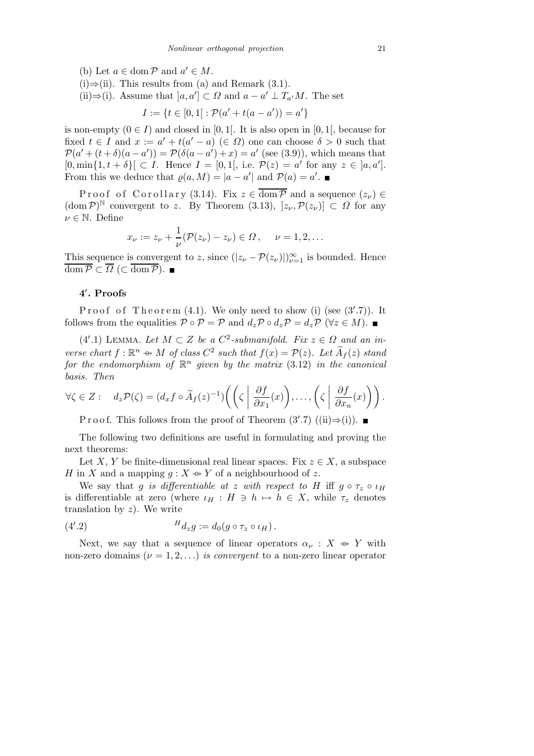(b) Let $a \in \operatorname{dom} \mathcal{P}$ and $a' \in M$.

(i)⇒(ii). This results from (a) and Remark (3.1).

(ii)⇒(i). Assume that $]a, a'] \subset \Omega$ and $a - a' \perp T_{a'}M$. The set

$$I := \{t \in [0,1[\, : \mathcal{P}(a' + t(a - a')) = a'\}$$

is non-empty ($0 \in I$) and closed in $[0,1[$. It is also open in $[0,1[$, because for fixed $t \in I$ and $x := a' + t(a' - a)$ ($\in \Omega$) one can choose $\delta > 0$ such that $\mathcal{P}(a' + (t+\delta)(a - a')) = \mathcal{P}(\delta(a - a') + x) = a'$ (see (3.9)), which means that $[0, \min\{1, t+\delta\}[\, \subset I$. Hence $I = [0,1[$, i.e. $\mathcal{P}(z) = a'$ for any $z \in\, ]a, a']$. From this we deduce that $\varrho(a, M) = |a - a'|$ and $\mathcal{P}(a) = a'$. ∎

Proof of Corollary (3.14). Fix $z \in \overline{\operatorname{dom} \mathcal{P}}$ and a sequence $(z_\nu) \in (\operatorname{dom} \mathcal{P})^{\mathbb{N}}$ convergent to $z$. By Theorem (3.13), $]z_\nu, \mathcal{P}(z_\nu)] \subset \Omega$ for any $\nu \in \mathbb{N}$. Define

$$x_\nu := z_\nu + \frac{1}{\nu}(\mathcal{P}(z_\nu) - z_\nu) \in \Omega\,, \qquad \nu = 1, 2, \ldots$$

This sequence is convergent to $z$, since $(|z_\nu - \mathcal{P}(z_\nu)|)_{\nu=1}^{\infty}$ is bounded. Hence $\overline{\operatorname{dom} \mathcal{P}} \subset \overline{\Omega}$ ($\subset \overline{\operatorname{dom} \mathcal{P}}$). ∎

## 4′. Proofs

Proof of Theorem (4.1). We only need to show (i) (see (3′.7)). It follows from the equalities $\mathcal{P} \circ \mathcal{P} = \mathcal{P}$ and $d_z\mathcal{P} \circ d_z\mathcal{P} = d_z\mathcal{P}$ ($\forall z \in M$). ∎

(4′.1) Lemma. *Let $M \subset Z$ be a $C^2$-submanifold. Fix $z \in \Omega$ and an inverse chart $f : \mathbb{R}^n \nrightarrow M$ of class $C^2$ such that $f(x) = \mathcal{P}(z)$. Let $\widetilde{A}_f(z)$ stand for the endomorphism of $\mathbb{R}^n$ given by the matrix* (3.12) *in the canonical basis. Then*

$$\forall \zeta \in Z: \quad d_z\mathcal{P}(\zeta) = (d_x f \circ \widetilde{A}_f(z)^{-1})\bigg(\Big(\zeta \;\Big|\; \frac{\partial f}{\partial x_1}(x)\Big), \ldots, \Big(\zeta \;\Big|\; \frac{\partial f}{\partial x_n}(x)\Big)\bigg).$$

Proof. This follows from the proof of Theorem (3′.7) ((ii)⇒(i)). ∎

The following two definitions are useful in formulating and proving the next theorems:

Let $X, Y$ be finite-dimensional real linear spaces. Fix $z \in X$, a subspace $H$ in $X$ and a mapping $g : X \nrightarrow Y$ of a neighbourhood of $z$.

We say that *$g$ is differentiable at $z$ with respect to $H$* iff $g \circ \tau_z \circ \iota_H$ is differentiable at zero (where $\iota_H : H \ni h \mapsto h \in X$, while $\tau_z$ denotes translation by $z$). We write

$$(4'.2) \qquad {}^{H}d_z g := d_0(g \circ \tau_z \circ \iota_H)\,.$$

Next, we say that a sequence of linear operators $\alpha_\nu : X \nrightarrow Y$ with non-zero domains ($\nu = 1, 2, \ldots$) *is convergent* to a non-zero linear operator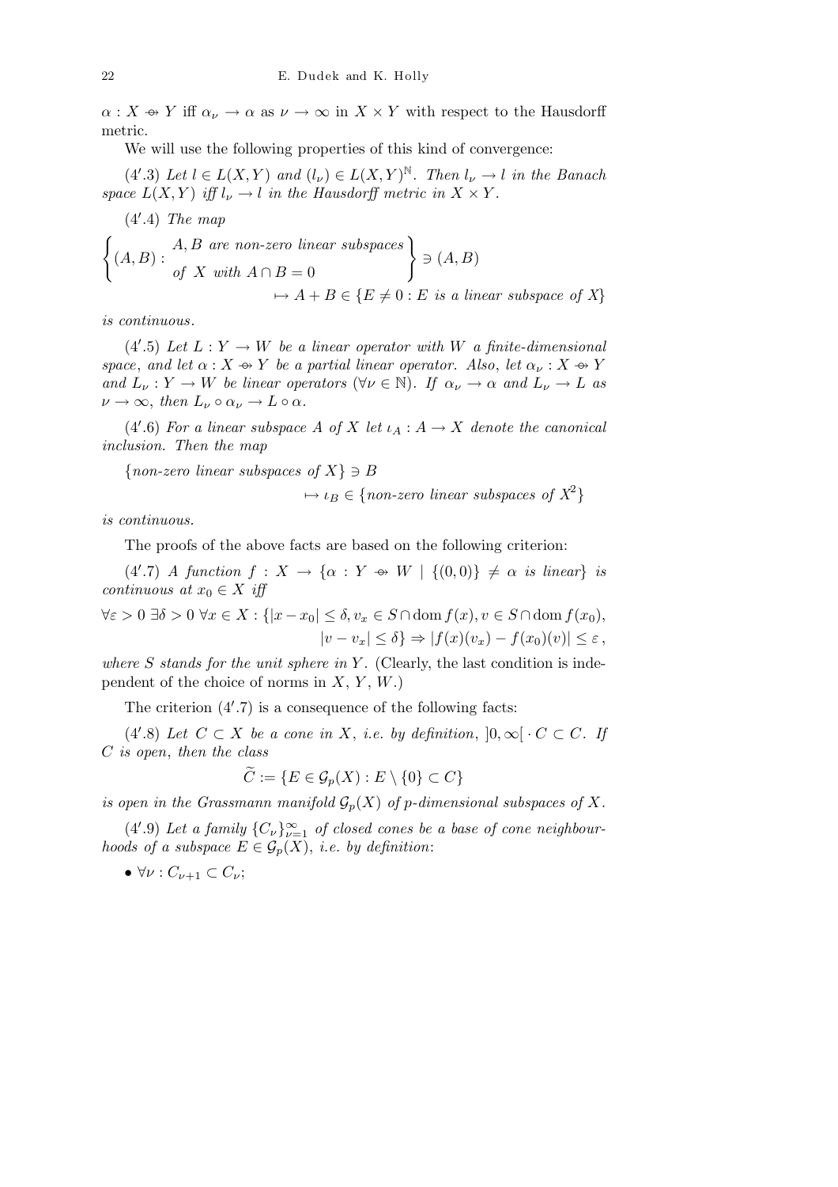$\alpha : X \twoheadrightarrow Y$ iff $\alpha_\nu \to \alpha$ as $\nu \to \infty$ in $X \times Y$ with respect to the Hausdorff metric.

We will use the following properties of this kind of convergence:

(4′.3) *Let $l \in L(X,Y)$ and $(l_\nu) \in L(X,Y)^{\mathbb{N}}$. Then $l_\nu \to l$ in the Banach space $L(X,Y)$ iff $l_\nu \to l$ in the Hausdorff metric in $X \times Y$.*

(4′.4) *The map*

$$\left\{ (A,B) : \begin{array}{l} A, B \text{ are non-zero linear subspaces} \\ \text{of } X \text{ with } A \cap B = 0 \end{array} \right\} \ni (A,B)$$
$$\mapsto A + B \in \{E \neq 0 : E \text{ is a linear subspace of } X\}$$

*is continuous.*

(4′.5) *Let $L : Y \to W$ be a linear operator with $W$ a finite-dimensional space, and let $\alpha : X \twoheadrightarrow Y$ be a partial linear operator. Also, let $\alpha_\nu : X \twoheadrightarrow Y$ and $L_\nu : Y \to W$ be linear operators $(\forall \nu \in \mathbb{N})$. If $\alpha_\nu \to \alpha$ and $L_\nu \to L$ as $\nu \to \infty$, then $L_\nu \circ \alpha_\nu \to L \circ \alpha$.*

(4′.6) *For a linear subspace $A$ of $X$ let $\iota_A : A \to X$ denote the canonical inclusion. Then the map*

$$\{\text{non-zero linear subspaces of } X\} \ni B$$
$$\mapsto \iota_B \in \{\text{non-zero linear subspaces of } X^2\}$$

*is continuous.*

The proofs of the above facts are based on the following criterion:

(4′.7) *A function $f : X \to \{\alpha : Y \twoheadrightarrow W \mid \{(0,0)\} \neq \alpha \text{ is linear}\}$ is continuous at $x_0 \in X$ iff*

$$\forall \varepsilon > 0 \ \exists \delta > 0 \ \forall x \in X : \{|x - x_0| \leq \delta, v_x \in S \cap \operatorname{dom} f(x), v \in S \cap \operatorname{dom} f(x_0),$$
$$|v - v_x| \leq \delta\} \Rightarrow |f(x)(v_x) - f(x_0)(v)| \leq \varepsilon\,,$$

*where $S$ stands for the unit sphere in $Y$.* (Clearly, the last condition is independent of the choice of norms in $X$, $Y$, $W$.)

The criterion (4′.7) is a consequence of the following facts:

(4′.8) *Let $C \subset X$ be a cone in $X$, i.e. by definition, $]0,\infty[ \cdot C \subset C$. If $C$ is open, then the class*

$$\widetilde{C} := \{E \in \mathcal{G}_p(X) : E \setminus \{0\} \subset C\}$$

*is open in the Grassmann manifold $\mathcal{G}_p(X)$ of $p$-dimensional subspaces of $X$.*

(4′.9) *Let a family $\{C_\nu\}_{\nu=1}^{\infty}$ of closed cones be a base of cone neighbourhoods of a subspace $E \in \mathcal{G}_p(X)$, i.e. by definition*:

- $\forall \nu : C_{\nu+1} \subset C_\nu$;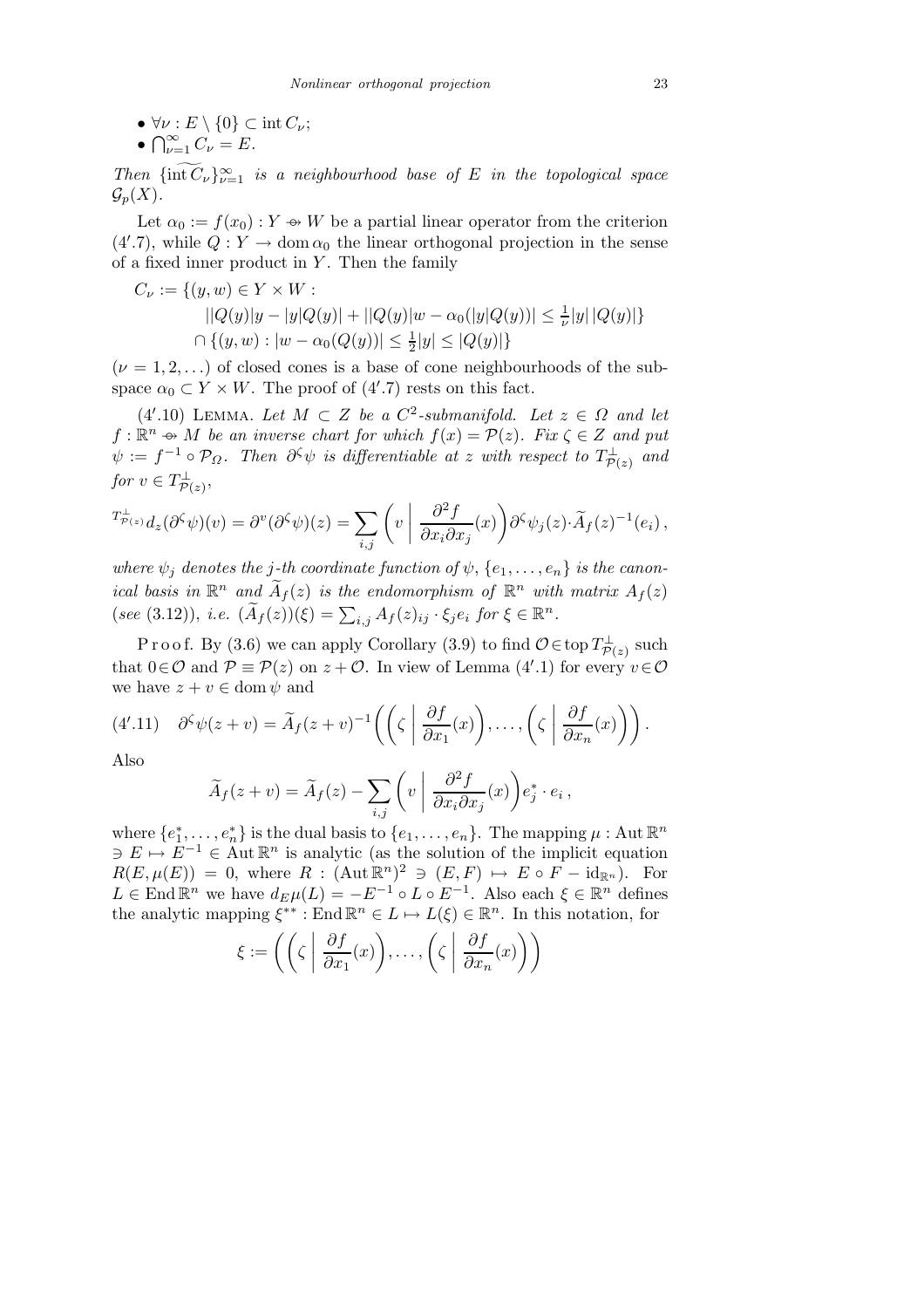- $\forall \nu : E \setminus \{0\} \subset \operatorname{int} C_\nu$;
- $\bigcap_{\nu=1}^{\infty} C_\nu = E$.

*Then* $\{\widetilde{\operatorname{int} C_\nu}\}_{\nu=1}^{\infty}$ *is a neighbourhood base of* $E$ *in the topological space* $\mathcal{G}_p(X)$.

Let $\alpha_0 := f(x_0) : Y \twoheadrightarrow W$ be a partial linear operator from the criterion (4′.7), while $Q : Y \to \operatorname{dom} \alpha_0$ the linear orthogonal projection in the sense of a fixed inner product in $Y$. Then the family

$$
\begin{aligned}
C_\nu := \{(y, w) \in Y \times W :& \\
&||Q(y)|y - |y|Q(y)| + ||Q(y)|w - \alpha_0(|y|Q(y))| \le \tfrac{1}{\nu}|y|\,|Q(y)|\} \\
&\cap \{(y, w) : |w - \alpha_0(Q(y))| \le \tfrac{1}{2}|y| \le |Q(y)|\}
\end{aligned}
$$

($\nu = 1, 2, \ldots$) of closed cones is a base of cone neighbourhoods of the subspace $\alpha_0 \subset Y \times W$. The proof of (4′.7) rests on this fact.

(4′.10) Lemma. *Let* $M \subset Z$ *be a* $C^2$*-submanifold. Let* $z \in \Omega$ *and let* $f : \mathbb{R}^n \twoheadrightarrow M$ *be an inverse chart for which* $f(x) = \mathcal{P}(z)$. *Fix* $\zeta \in Z$ *and put* $\psi := f^{-1} \circ \mathcal{P}_\Omega$. *Then* $\partial^\zeta \psi$ *is differentiable at* $z$ *with respect to* $T^{\perp}_{\mathcal{P}(z)}$ *and for* $v \in T^{\perp}_{\mathcal{P}(z)}$,

$$
{}^{T^{\perp}_{\mathcal{P}(z)}}d_z(\partial^\zeta \psi)(v) = \partial^v(\partial^\zeta \psi)(z) = \sum_{i,j} \left( v \;\middle|\; \frac{\partial^2 f}{\partial x_i \partial x_j}(x) \right) \partial^\zeta \psi_j(z) \cdot \widetilde{A}_f(z)^{-1}(e_i)\,,
$$

*where* $\psi_j$ *denotes the* $j$*-th coordinate function of* $\psi$, $\{e_1, \ldots, e_n\}$ *is the canonical basis in* $\mathbb{R}^n$ *and* $\widetilde{A}_f(z)$ *is the endomorphism of* $\mathbb{R}^n$ *with matrix* $A_f(z)$ (*see* (3.12)), *i.e.* $(\widetilde{A}_f(z))(\xi) = \sum_{i,j} A_f(z)_{ij} \cdot \xi_j e_i$ *for* $\xi \in \mathbb{R}^n$.

Proof. By (3.6) we can apply Corollary (3.9) to find $\mathcal{O} \in \operatorname{top} T^{\perp}_{\mathcal{P}(z)}$ such that $0 \in \mathcal{O}$ and $\mathcal{P} \equiv \mathcal{P}(z)$ on $z + \mathcal{O}$. In view of Lemma (4′.1) for every $v \in \mathcal{O}$ we have $z + v \in \operatorname{dom} \psi$ and

$$
(4'.11) \quad \partial^\zeta \psi(z + v) = \widetilde{A}_f(z + v)^{-1}\left( \left( \zeta \;\middle|\; \frac{\partial f}{\partial x_1}(x) \right), \ldots, \left( \zeta \;\middle|\; \frac{\partial f}{\partial x_n}(x) \right) \right).
$$

Also

$$
\widetilde{A}_f(z + v) = \widetilde{A}_f(z) - \sum_{i,j} \left( v \;\middle|\; \frac{\partial^2 f}{\partial x_i \partial x_j}(x) \right) e_j^* \cdot e_i\,,
$$

where $\{e_1^*, \ldots, e_n^*\}$ is the dual basis to $\{e_1, \ldots, e_n\}$. The mapping $\mu : \operatorname{Aut} \mathbb{R}^n \ni E \mapsto E^{-1} \in \operatorname{Aut} \mathbb{R}^n$ is analytic (as the solution of the implicit equation $R(E, \mu(E)) = 0$, where $R : (\operatorname{Aut} \mathbb{R}^n)^2 \ni (E, F) \mapsto E \circ F - \mathrm{id}_{\mathbb{R}^n}$). For $L \in \operatorname{End} \mathbb{R}^n$ we have $d_E \mu(L) = -E^{-1} \circ L \circ E^{-1}$. Also each $\xi \in \mathbb{R}^n$ defines the analytic mapping $\xi^{**} : \operatorname{End} \mathbb{R}^n \in L \mapsto L(\xi) \in \mathbb{R}^n$. In this notation, for

$$
\xi := \left( \left( \zeta \;\middle|\; \frac{\partial f}{\partial x_1}(x) \right), \ldots, \left( \zeta \;\middle|\; \frac{\partial f}{\partial x_n}(x) \right) \right)
$$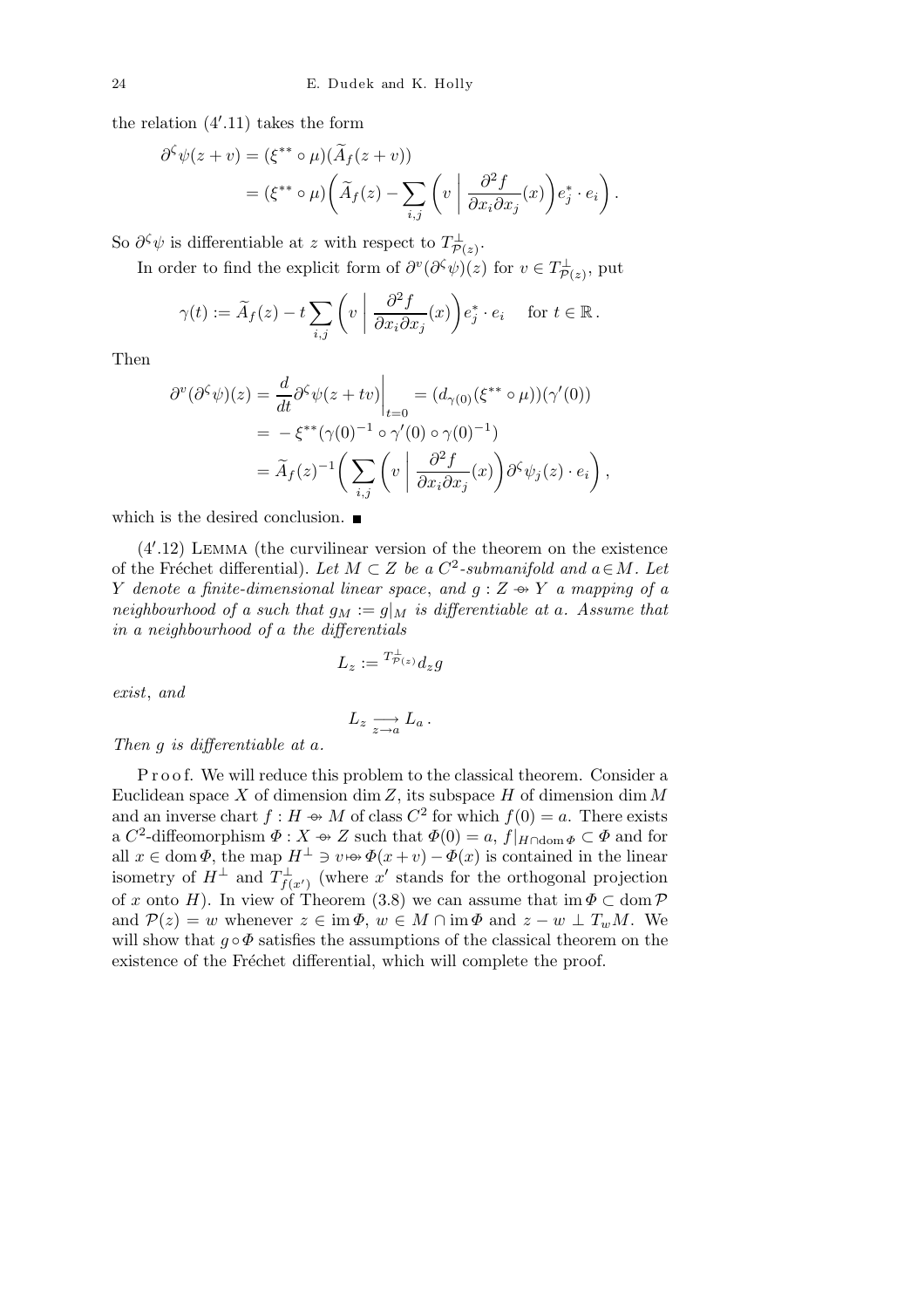the relation (4′.11) takes the form

$$\begin{aligned}\partial^{\zeta}\psi(z+v) &= (\xi^{**}\circ\mu)(\widetilde{A}_f(z+v))\\ &= (\xi^{**}\circ\mu)\bigg(\widetilde{A}_f(z) - \sum_{i,j}\bigg(v \,\bigg|\, \frac{\partial^2 f}{\partial x_i \partial x_j}(x)\bigg)e_j^* \cdot e_i\bigg).\end{aligned}$$

So $\partial^{\zeta}\psi$ is differentiable at $z$ with respect to $T^{\perp}_{\mathcal{P}(z)}$.

In order to find the explicit form of $\partial^{v}(\partial^{\zeta}\psi)(z)$ for $v \in T^{\perp}_{\mathcal{P}(z)}$, put

$$\gamma(t) := \widetilde{A}_f(z) - t\sum_{i,j}\bigg(v \,\bigg|\, \frac{\partial^2 f}{\partial x_i \partial x_j}(x)\bigg)e_j^* \cdot e_i \quad \text{ for } t \in \mathbb{R}\,.$$

Then

$$\begin{aligned}\partial^{v}(\partial^{\zeta}\psi)(z) &= \frac{d}{dt}\partial^{\zeta}\psi(z+tv)\bigg|_{t=0} = (d_{\gamma(0)}(\xi^{**}\circ\mu))(\gamma'(0))\\ &= -\,\xi^{**}(\gamma(0)^{-1}\circ\gamma'(0)\circ\gamma(0)^{-1})\\ &= \widetilde{A}_f(z)^{-1}\bigg(\sum_{i,j}\bigg(v \,\bigg|\, \frac{\partial^2 f}{\partial x_i \partial x_j}(x)\bigg)\partial^{\zeta}\psi_j(z)\cdot e_i\bigg),\end{aligned}$$

which is the desired conclusion. ■

(4′.12) Lemma (the curvilinear version of the theorem on the existence of the Fréchet differential). *Let $M \subset Z$ be a $C^2$-submanifold and $a \in M$. Let $Y$ denote a finite-dimensional linear space, and $g : Z \twoheadrightarrow Y$ a mapping of a neighbourhood of $a$ such that $g_M := g|_M$ is differentiable at $a$. Assume that in a neighbourhood of $a$ the differentials*

$$L_z := {}^{T^{\perp}_{\mathcal{P}(z)}}d_z g$$

*exist*, and

$$L_z \underset{z\to a}{\longrightarrow} L_a\,.$$

*Then $g$ is differentiable at $a$.*

Proof. We will reduce this problem to the classical theorem. Consider a Euclidean space $X$ of dimension $\dim Z$, its subspace $H$ of dimension $\dim M$ and an inverse chart $f : H \twoheadrightarrow M$ of class $C^2$ for which $f(0) = a$. There exists a $C^2$-diffeomorphism $\Phi : X \twoheadrightarrow Z$ such that $\Phi(0) = a$, $f|_{H\cap \operatorname{dom}\Phi} \subset \Phi$ and for all $x \in \operatorname{dom}\Phi$, the map $H^{\perp} \ni v \mapsto \Phi(x+v) - \Phi(x)$ is contained in the linear isometry of $H^{\perp}$ and $T^{\perp}_{f(x')}$ (where $x'$ stands for the orthogonal projection of $x$ onto $H$). In view of Theorem (3.8) we can assume that $\operatorname{im}\Phi \subset \operatorname{dom}\mathcal{P}$ and $\mathcal{P}(z) = w$ whenever $z \in \operatorname{im}\Phi$, $w \in M \cap \operatorname{im}\Phi$ and $z - w \perp T_w M$. We will show that $g\circ\Phi$ satisfies the assumptions of the classical theorem on the existence of the Fréchet differential, which will complete the proof.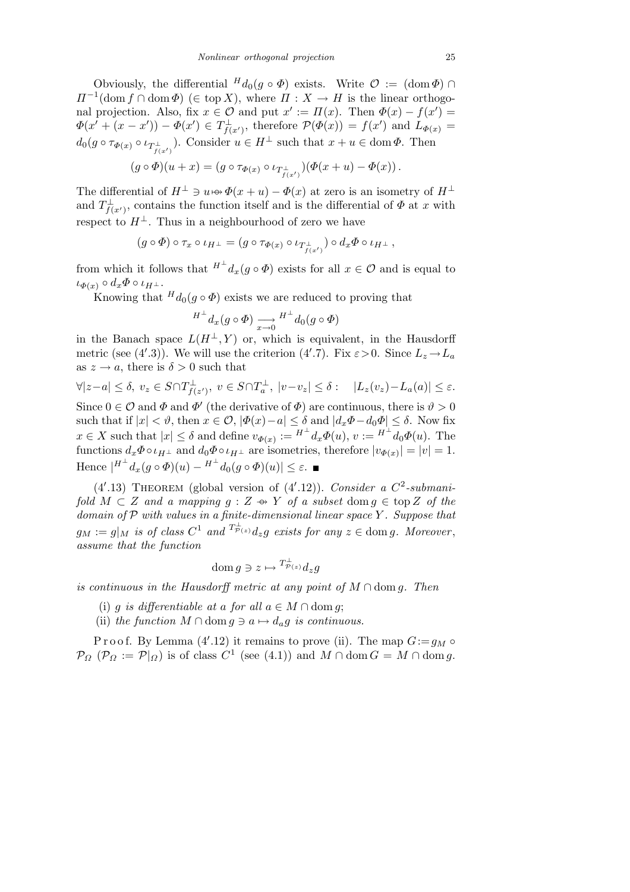Obviously, the differential ${}^{H}d_0(g \circ \Phi)$ exists. Write $\mathcal{O} := (\operatorname{dom} \Phi) \cap \Pi^{-1}(\operatorname{dom} f \cap \operatorname{dom} \Phi)$ ($\in \operatorname{top} X$), where $\Pi : X \to H$ is the linear orthogonal projection. Also, fix $x \in \mathcal{O}$ and put $x' := \Pi(x)$. Then $\Phi(x) - f(x') = \Phi(x' + (x - x')) - \Phi(x') \in T^{\perp}_{f(x')}$, therefore $\mathcal{P}(\Phi(x)) = f(x')$ and $L_{\Phi(x)} = d_0(g \circ \tau_{\Phi(x)} \circ \iota_{T^{\perp}_{f(x')}})$. Consider $u \in H^{\perp}$ such that $x + u \in \operatorname{dom} \Phi$. Then

$$(g \circ \Phi)(u + x) = (g \circ \tau_{\Phi(x)} \circ \iota_{T^{\perp}_{f(x')}})(\Phi(x + u) - \Phi(x)).$$

The differential of $H^{\perp} \ni u \mapsto \Phi(x + u) - \Phi(x)$ at zero is an isometry of $H^{\perp}$ and $T^{\perp}_{f(x')}$, contains the function itself and is the differential of $\Phi$ at $x$ with respect to $H^{\perp}$. Thus in a neighbourhood of zero we have

$$(g \circ \Phi) \circ \tau_x \circ \iota_{H^{\perp}} = (g \circ \tau_{\Phi(x)} \circ \iota_{T^{\perp}_{f(x')}}) \circ d_x\Phi \circ \iota_{H^{\perp}},$$

from which it follows that ${}^{H^{\perp}}d_x(g \circ \Phi)$ exists for all $x \in \mathcal{O}$ and is equal to $\iota_{\Phi(x)} \circ d_x\Phi \circ \iota_{H^{\perp}}$.

Knowing that ${}^{H}d_0(g \circ \Phi)$ exists we are reduced to proving that

$${}^{H^{\perp}}d_x(g \circ \Phi) \underset{x \to 0}{\longrightarrow} {}^{H^{\perp}}d_0(g \circ \Phi)$$

in the Banach space $L(H^{\perp}, Y)$ or, which is equivalent, in the Hausdorff metric (see (4′.3)). We will use the criterion (4′.7). Fix $\varepsilon > 0$. Since $L_z \to L_a$ as $z \to a$, there is $\delta > 0$ such that

$$\forall |z - a| \le \delta,\ v_z \in S \cap T^{\perp}_{f(z')},\ v \in S \cap T^{\perp}_a,\ |v - v_z| \le \delta : \quad |L_z(v_z) - L_a(a)| \le \varepsilon.$$

Since $0 \in \mathcal{O}$ and $\Phi$ and $\Phi'$ (the derivative of $\Phi$) are continuous, there is $\vartheta > 0$ such that if $|x| < \vartheta$, then $x \in \mathcal{O}$, $|\Phi(x) - a| \le \delta$ and $|d_x\Phi - d_0\Phi| \le \delta$. Now fix $x \in X$ such that $|x| \le \delta$ and define $v_{\Phi(x)} := {}^{H^{\perp}}d_x\Phi(u)$, $v := {}^{H^{\perp}}d_0\Phi(u)$. The functions $d_x\Phi \circ \iota_{H^{\perp}}$ and $d_0\Phi \circ \iota_{H^{\perp}}$ are isometries, therefore $|v_{\Phi(x)}| = |v| = 1$. Hence $|{}^{H^{\perp}}d_x(g \circ \Phi)(u) - {}^{H^{\perp}}d_0(g \circ \Phi)(u)| \le \varepsilon$. ∎

(4′.13) Theorem (global version of (4′.12)). *Consider a $C^2$-submanifold $M \subset Z$ and a mapping $g : Z \to Y$ of a subset $\operatorname{dom} g \in \operatorname{top} Z$ of the domain of $\mathcal{P}$ with values in a finite-dimensional linear space $Y$. Suppose that $g_M := g|_M$ is of class $C^1$ and ${}^{T^{\perp}_{\mathcal{P}(z)}}d_z g$ exists for any $z \in \operatorname{dom} g$. Moreover, assume that the function*

$$\operatorname{dom} g \ni z \mapsto {}^{T^{\perp}_{\mathcal{P}(z)}}d_z g$$

*is continuous in the Hausdorff metric at any point of $M \cap \operatorname{dom} g$. Then*

(i) *$g$ is differentiable at $a$ for all $a \in M \cap \operatorname{dom} g$;*

(ii) *the function $M \cap \operatorname{dom} g \ni a \mapsto d_a g$ is continuous.*

Proof. By Lemma (4′.12) it remains to prove (ii). The map $G := g_M \circ \mathcal{P}_{\Omega}$ ($\mathcal{P}_{\Omega} := \mathcal{P}|_{\Omega}$) is of class $C^1$ (see (4.1)) and $M \cap \operatorname{dom} G = M \cap \operatorname{dom} g$.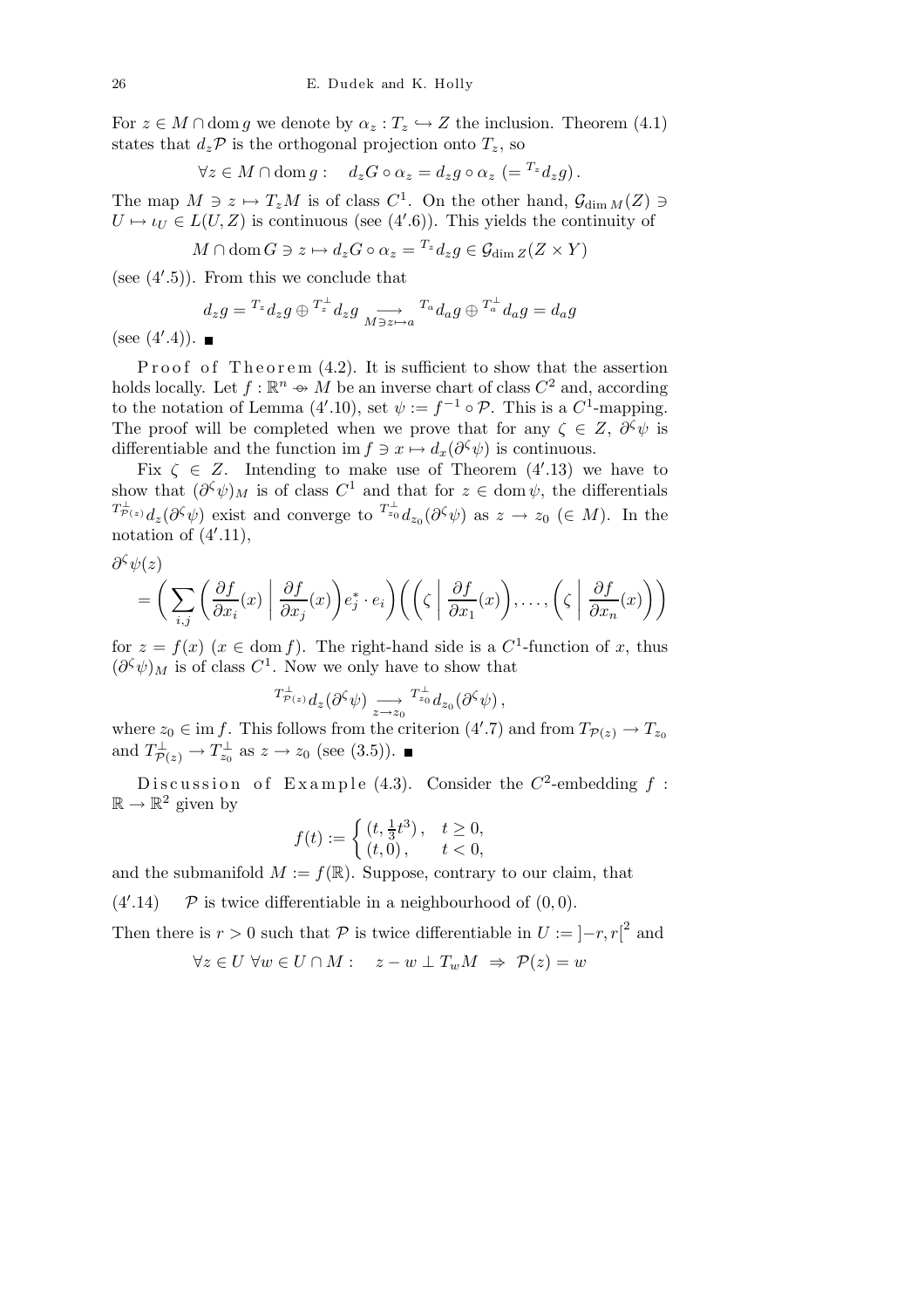For $z \in M \cap \operatorname{dom} g$ we denote by $\alpha_z : T_z \hookrightarrow Z$ the inclusion. Theorem (4.1) states that $d_z\mathcal{P}$ is the orthogonal projection onto $T_z$, so

$$\forall z \in M \cap \operatorname{dom} g : \quad d_z G \circ \alpha_z = d_z g \circ \alpha_z \; (= {}^{T_z} d_z g).$$

The map $M \ni z \mapsto T_z M$ is of class $C^1$. On the other hand, $\mathcal{G}_{\dim M}(Z) \ni U \mapsto \iota_U \in L(U, Z)$ is continuous (see (4′.6)). This yields the continuity of

$$M \cap \operatorname{dom} G \ni z \mapsto d_z G \circ \alpha_z = {}^{T_z} d_z g \in \mathcal{G}_{\dim Z}(Z \times Y)$$

(see (4′.5)). From this we conclude that

$$d_z g = {}^{T_z} d_z g \oplus {}^{T_z^{\perp}} d_z g \underset{M \ni z \mapsto a}{\longrightarrow} {}^{T_a} d_a g \oplus {}^{T_a^{\perp}} d_a g = d_a g$$

(see (4′.4)). ∎

Proof of Theorem (4.2). It is sufficient to show that the assertion holds locally. Let $f : \mathbb{R}^n \nrightarrow M$ be an inverse chart of class $C^2$ and, according to the notation of Lemma (4′.10), set $\psi := f^{-1} \circ \mathcal{P}$. This is a $C^1$-mapping. The proof will be completed when we prove that for any $\zeta \in Z$, $\partial^{\zeta}\psi$ is differentiable and the function $\operatorname{im} f \ni x \mapsto d_x(\partial^{\zeta}\psi)$ is continuous.

Fix $\zeta \in Z$. Intending to make use of Theorem (4′.13) we have to show that $(\partial^{\zeta}\psi)_M$ is of class $C^1$ and that for $z \in \operatorname{dom}\psi$, the differentials ${}^{T^{\perp}_{\mathcal{P}(z)}} d_z(\partial^{\zeta}\psi)$ exist and converge to ${}^{T^{\perp}_{z_0}} d_{z_0}(\partial^{\zeta}\psi)$ as $z \to z_0$ ($\in M$). In the notation of (4′.11),

$$\partial^{\zeta}\psi(z) = \bigg(\sum_{i,j} \bigg(\frac{\partial f}{\partial x_i}(x) \;\bigg|\; \frac{\partial f}{\partial x_j}(x)\bigg) e_j^* \cdot e_i\bigg) \bigg(\bigg(\zeta \;\bigg|\; \frac{\partial f}{\partial x_1}(x)\bigg), \ldots, \bigg(\zeta \;\bigg|\; \frac{\partial f}{\partial x_n}(x)\bigg)\bigg)$$

for $z = f(x)$ ($x \in \operatorname{dom} f$). The right-hand side is a $C^1$-function of $x$, thus $(\partial^{\zeta}\psi)_M$ is of class $C^1$. Now we only have to show that

$${}^{T^{\perp}_{\mathcal{P}(z)}} d_z(\partial^{\zeta}\psi) \underset{z \to z_0}{\longrightarrow} {}^{T^{\perp}_{z_0}} d_{z_0}(\partial^{\zeta}\psi),$$

where $z_0 \in \operatorname{im} f$. This follows from the criterion (4′.7) and from $T_{\mathcal{P}(z)} \to T_{z_0}$ and $T^{\perp}_{\mathcal{P}(z)} \to T^{\perp}_{z_0}$ as $z \to z_0$ (see (3.5)). ∎

Discussion of Example (4.3). Consider the $C^2$-embedding $f : \mathbb{R} \to \mathbb{R}^2$ given by

$$f(t) := \begin{cases} (t, \frac{1}{3}t^3), & t \geq 0, \\ (t, 0), & t < 0, \end{cases}$$

and the submanifold $M := f(\mathbb{R})$. Suppose, contrary to our claim, that

(4′.14) $\quad \mathcal{P}$ is twice differentiable in a neighbourhood of $(0, 0)$.

Then there is $r > 0$ such that $\mathcal{P}$ is twice differentiable in $U := \left]-r, r\right[^2$ and

$$\forall z \in U \; \forall w \in U \cap M : \quad z - w \perp T_w M \;\Rightarrow\; \mathcal{P}(z) = w$$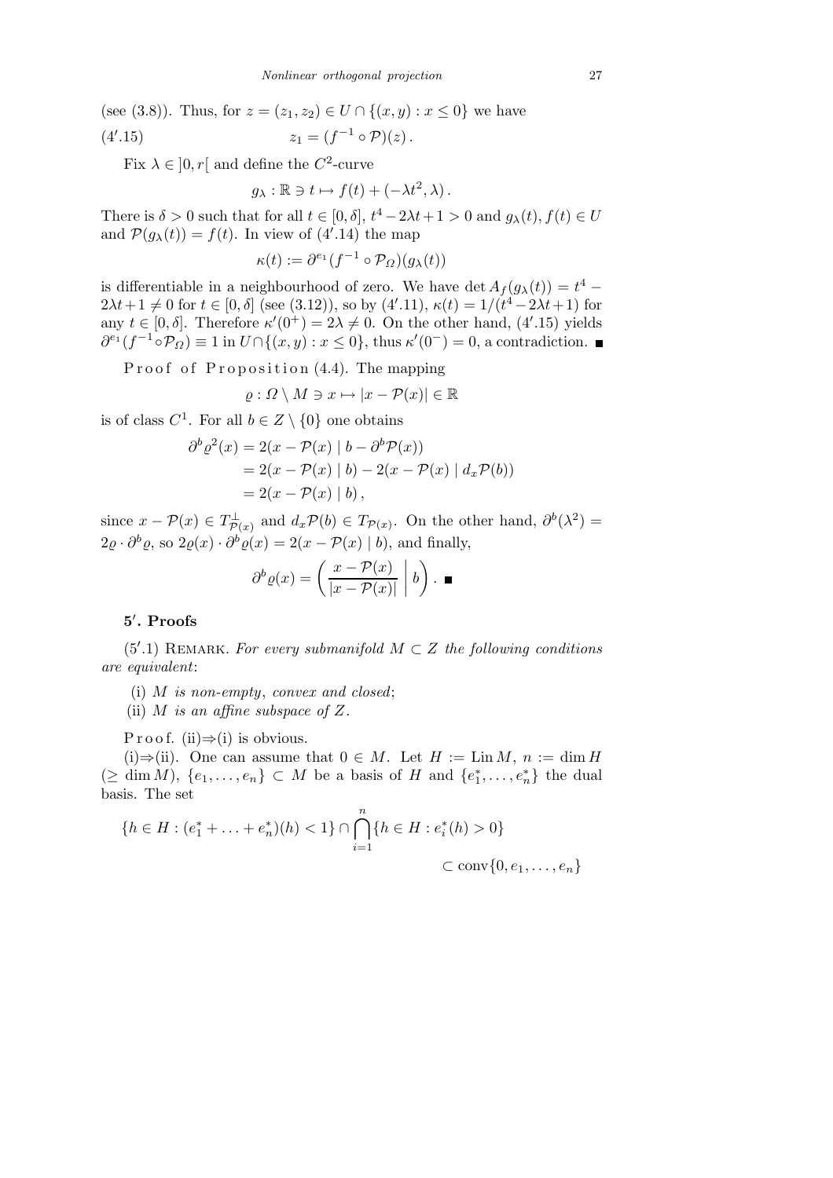(see (3.8)). Thus, for $z = (z_1, z_2) \in U \cap \{(x, y) : x \leq 0\}$ we have

$$(4'.15) \qquad\qquad z_1 = (f^{-1} \circ \mathcal{P})(z)\,.$$

Fix $\lambda \in \,]0, r[$ and define the $C^2$-curve

$$g_\lambda : \mathbb{R} \ni t \mapsto f(t) + (-\lambda t^2, \lambda)\,.$$

There is $\delta > 0$ such that for all $t \in [0, \delta]$, $t^4 - 2\lambda t + 1 > 0$ and $g_\lambda(t), f(t) \in U$ and $\mathcal{P}(g_\lambda(t)) = f(t)$. In view of (4′.14) the map

$$\kappa(t) := \partial^{e_1}(f^{-1} \circ \mathcal{P}_\Omega)(g_\lambda(t))$$

is differentiable in a neighbourhood of zero. We have $\det A_f(g_\lambda(t)) = t^4 - 2\lambda t + 1 \neq 0$ for $t \in [0, \delta]$ (see (3.12)), so by (4′.11), $\kappa(t) = 1/(t^4 - 2\lambda t + 1)$ for any $t \in [0, \delta]$. Therefore $\kappa'(0^+) = 2\lambda \neq 0$. On the other hand, (4′.15) yields $\partial^{e_1}(f^{-1} \circ \mathcal{P}_\Omega) \equiv 1$ in $U \cap \{(x, y) : x \leq 0\}$, thus $\kappa'(0^-) = 0$, a contradiction. ∎

Proof of Proposition (4.4). The mapping

$$\varrho : \Omega \setminus M \ni x \mapsto |x - \mathcal{P}(x)| \in \mathbb{R}$$

is of class $C^1$. For all $b \in Z \setminus \{0\}$ one obtains

$$\begin{aligned}
\partial^b \varrho^2(x) &= 2(x - \mathcal{P}(x) \mid b - \partial^b \mathcal{P}(x)) \\
&= 2(x - \mathcal{P}(x) \mid b) - 2(x - \mathcal{P}(x) \mid d_x \mathcal{P}(b)) \\
&= 2(x - \mathcal{P}(x) \mid b)\,,
\end{aligned}$$

since $x - \mathcal{P}(x) \in T^\perp_{\mathcal{P}(x)}$ and $d_x \mathcal{P}(b) \in T_{\mathcal{P}(x)}$. On the other hand, $\partial^b(\lambda^2) = 2\varrho \cdot \partial^b \varrho$, so $2\varrho(x) \cdot \partial^b \varrho(x) = 2(x - \mathcal{P}(x) \mid b)$, and finally,

$$\partial^b \varrho(x) = \left( \frac{x - \mathcal{P}(x)}{|x - \mathcal{P}(x)|} \;\middle|\; b \right). \;\blacksquare$$

## 5′. Proofs

(5′.1) Remark. *For every submanifold $M \subset Z$ the following conditions are equivalent*:

(i) *$M$ is non-empty, convex and closed*;

(ii) *$M$ is an affine subspace of $Z$.*

Proof. (ii)⇒(i) is obvious.

(i)⇒(ii). One can assume that $0 \in M$. Let $H := \operatorname{Lin} M$, $n := \dim H$ ($\geq \dim M$), $\{e_1, \ldots, e_n\} \subset M$ be a basis of $H$ and $\{e_1^*, \ldots, e_n^*\}$ the dual basis. The set

$$\{h \in H : (e_1^* + \ldots + e_n^*)(h) < 1\} \cap \bigcap_{i=1}^{n} \{h \in H : e_i^*(h) > 0\} \subset \operatorname{conv}\{0, e_1, \ldots, e_n\}$$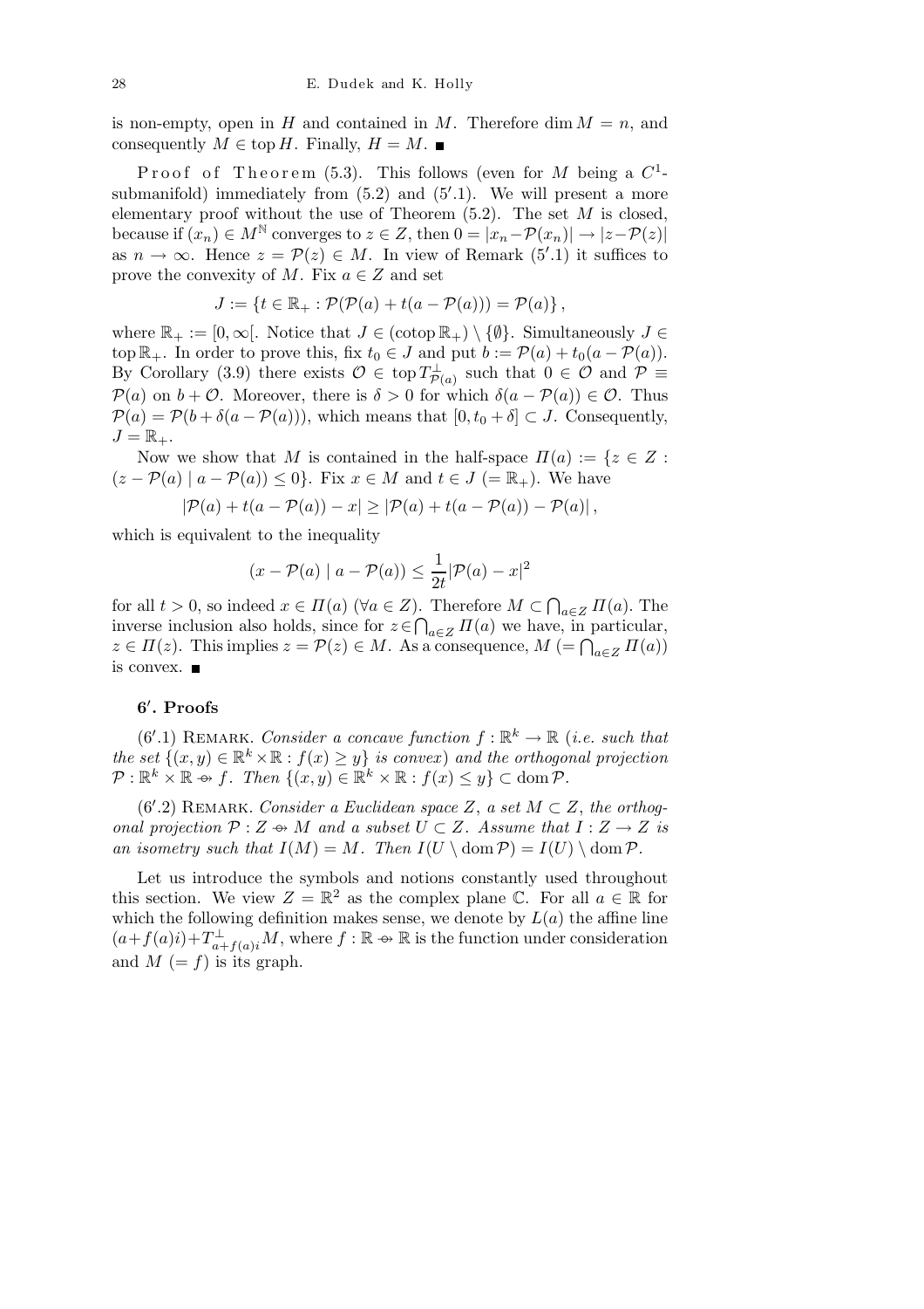is non-empty, open in $H$ and contained in $M$. Therefore $\dim M = n$, and consequently $M \in \operatorname{top} H$. Finally, $H = M$. ∎

Proof of Theorem (5.3). This follows (even for $M$ being a $C^1$-submanifold) immediately from (5.2) and (5′.1). We will present a more elementary proof without the use of Theorem (5.2). The set $M$ is closed, because if $(x_n) \in M^{\mathbb{N}}$ converges to $z \in Z$, then $0 = |x_n - \mathcal{P}(x_n)| \to |z - \mathcal{P}(z)|$ as $n \to \infty$. Hence $z = \mathcal{P}(z) \in M$. In view of Remark (5′.1) it suffices to prove the convexity of $M$. Fix $a \in Z$ and set

$$J := \{t \in \mathbb{R}_+ : \mathcal{P}(\mathcal{P}(a) + t(a - \mathcal{P}(a))) = \mathcal{P}(a)\},$$

where $\mathbb{R}_+ := [0, \infty[$. Notice that $J \in (\operatorname{cotop} \mathbb{R}_+) \setminus \{\emptyset\}$. Simultaneously $J \in \operatorname{top} \mathbb{R}_+$. In order to prove this, fix $t_0 \in J$ and put $b := \mathcal{P}(a) + t_0(a - \mathcal{P}(a))$. By Corollary (3.9) there exists $\mathcal{O} \in \operatorname{top} T^{\perp}_{\mathcal{P}(a)}$ such that $0 \in \mathcal{O}$ and $\mathcal{P} \equiv \mathcal{P}(a)$ on $b + \mathcal{O}$. Moreover, there is $\delta > 0$ for which $\delta(a - \mathcal{P}(a)) \in \mathcal{O}$. Thus $\mathcal{P}(a) = \mathcal{P}(b + \delta(a - \mathcal{P}(a)))$, which means that $[0, t_0 + \delta] \subset J$. Consequently, $J = \mathbb{R}_+$.

Now we show that $M$ is contained in the half-space $\Pi(a) := \{z \in Z : (z - \mathcal{P}(a) \mid a - \mathcal{P}(a)) \le 0\}$. Fix $x \in M$ and $t \in J$ $(= \mathbb{R}_+)$. We have

$$|\mathcal{P}(a) + t(a - \mathcal{P}(a)) - x| \ge |\mathcal{P}(a) + t(a - \mathcal{P}(a)) - \mathcal{P}(a)|,$$

which is equivalent to the inequality

$$(x - \mathcal{P}(a) \mid a - \mathcal{P}(a)) \le \frac{1}{2t}|\mathcal{P}(a) - x|^2$$

for all $t > 0$, so indeed $x \in \Pi(a)$ $(\forall a \in Z)$. Therefore $M \subset \bigcap_{a \in Z} \Pi(a)$. The inverse inclusion also holds, since for $z \in \bigcap_{a \in Z} \Pi(a)$ we have, in particular, $z \in \Pi(z)$. This implies $z = \mathcal{P}(z) \in M$. As a consequence, $M$ $(= \bigcap_{a \in Z} \Pi(a))$ is convex. ∎

### 6′. Proofs

(6′.1) Remark. *Consider a concave function* $f : \mathbb{R}^k \to \mathbb{R}$ *(i.e. such that the set* $\{(x, y) \in \mathbb{R}^k \times \mathbb{R} : f(x) \ge y\}$ *is convex) and the orthogonal projection* $\mathcal{P} : \mathbb{R}^k \times \mathbb{R} \twoheadrightarrow f$. *Then* $\{(x, y) \in \mathbb{R}^k \times \mathbb{R} : f(x) \le y\} \subset \operatorname{dom} \mathcal{P}$.

(6′.2) Remark. *Consider a Euclidean space* $Z$, *a set* $M \subset Z$, *the orthogonal projection* $\mathcal{P} : Z \twoheadrightarrow M$ *and a subset* $U \subset Z$. *Assume that* $I : Z \to Z$ *is an isometry such that* $I(M) = M$. *Then* $I(U \setminus \operatorname{dom} \mathcal{P}) = I(U) \setminus \operatorname{dom} \mathcal{P}$.

Let us introduce the symbols and notions constantly used throughout this section. We view $Z = \mathbb{R}^2$ as the complex plane $\mathbb{C}$. For all $a \in \mathbb{R}$ for which the following definition makes sense, we denote by $L(a)$ the affine line $(a + f(a)i) + T^{\perp}_{a+f(a)i} M$, where $f : \mathbb{R} \twoheadrightarrow \mathbb{R}$ is the function under consideration and $M$ $(= f)$ is its graph.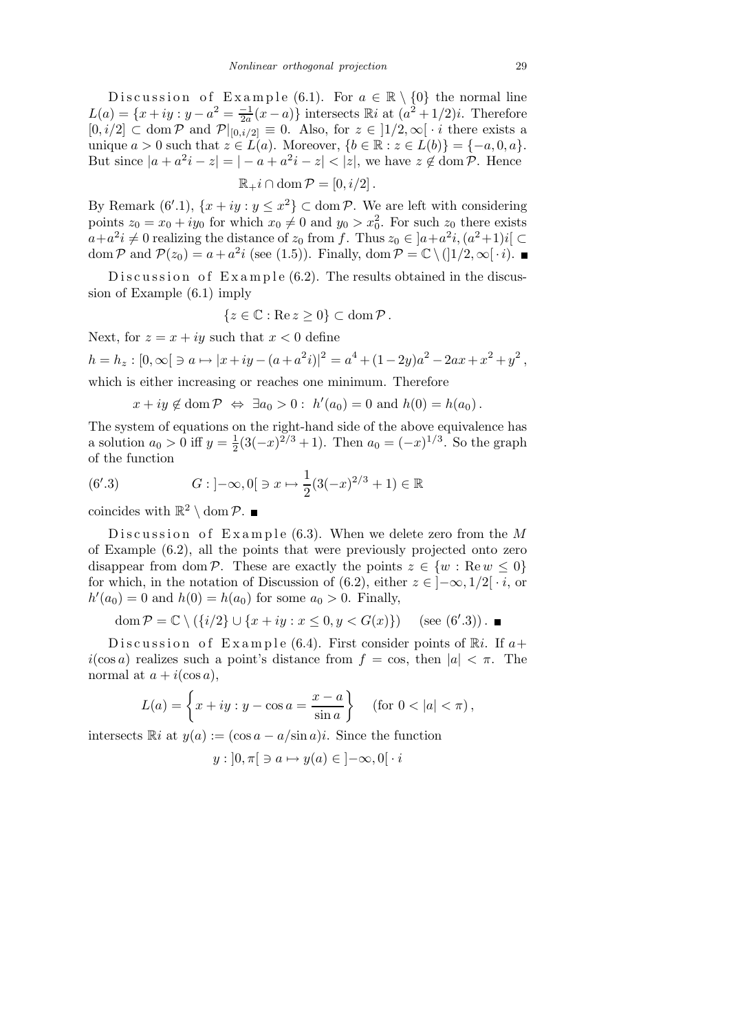Discussion of Example (6.1). For $a \in \mathbb{R} \setminus \{0\}$ the normal line $L(a) = \{x + iy : y - a^2 = \frac{-1}{2a}(x - a)\}$ intersects $\mathbb{R}i$ at $(a^2 + 1/2)i$. Therefore $[0, i/2] \subset \operatorname{dom} \mathcal{P}$ and $\mathcal{P}|_{[0,i/2]} \equiv 0$. Also, for $z \in ]1/2, \infty[ \cdot i$ there exists a unique $a > 0$ such that $z \in L(a)$. Moreover, $\{b \in \mathbb{R} : z \in L(b)\} = \{-a, 0, a\}$. But since $|a + a^2 i - z| = |-a + a^2 i - z| < |z|$, we have $z \notin \operatorname{dom} \mathcal{P}$. Hence

$$\mathbb{R}_+ i \cap \operatorname{dom} \mathcal{P} = [0, i/2].$$

By Remark (6′.1), $\{x + iy : y \le x^2\} \subset \operatorname{dom} \mathcal{P}$. We are left with considering points $z_0 = x_0 + iy_0$ for which $x_0 \neq 0$ and $y_0 > x_0^2$. For such $z_0$ there exists $a + a^2 i \neq 0$ realizing the distance of $z_0$ from $f$. Thus $z_0 \in ]a + a^2 i, (a^2+1)i[ \subset \operatorname{dom} \mathcal{P}$ and $\mathcal{P}(z_0) = a + a^2 i$ (see (1.5)). Finally, $\operatorname{dom} \mathcal{P} = \mathbb{C} \setminus (]1/2, \infty[ \cdot i)$. ∎

Discussion of Example (6.2). The results obtained in the discussion of Example (6.1) imply

$$\{z \in \mathbb{C} : \operatorname{Re} z \ge 0\} \subset \operatorname{dom} \mathcal{P}.$$

Next, for $z = x + iy$ such that $x < 0$ define

$$h = h_z : [0, \infty[ \ni a \mapsto |x + iy - (a + a^2 i)|^2 = a^4 + (1 - 2y)a^2 - 2ax + x^2 + y^2,$$

which is either increasing or reaches one minimum. Therefore

$$x + iy \notin \operatorname{dom} \mathcal{P} \;\Leftrightarrow\; \exists a_0 > 0 : \; h'(a_0) = 0 \text{ and } h(0) = h(a_0).$$

The system of equations on the right-hand side of the above equivalence has a solution $a_0 > 0$ iff $y = \frac{1}{2}(3(-x)^{2/3} + 1)$. Then $a_0 = (-x)^{1/3}$. So the graph of the function

$$G : ]-\infty, 0[ \ni x \mapsto \frac{1}{2}(3(-x)^{2/3} + 1) \in \mathbb{R} \tag{6′.3}$$

coincides with $\mathbb{R}^2 \setminus \operatorname{dom} \mathcal{P}$. ∎

Discussion of Example (6.3). When we delete zero from the $M$ of Example (6.2), all the points that were previously projected onto zero disappear from $\operatorname{dom} \mathcal{P}$. These are exactly the points $z \in \{w : \operatorname{Re} w \le 0\}$ for which, in the notation of Discussion of (6.2), either $z \in ]-\infty, 1/2[ \cdot i$, or $h'(a_0) = 0$ and $h(0) = h(a_0)$ for some $a_0 > 0$. Finally,

$$\operatorname{dom} \mathcal{P} = \mathbb{C} \setminus (\{i/2\} \cup \{x + iy : x \le 0, y < G(x)\}) \quad \text{(see (6′.3))}. \; ∎$$

Discussion of Example (6.4). First consider points of $\mathbb{R}i$. If $a + i(\cos a)$ realizes such a point's distance from $f = \cos$, then $|a| < \pi$. The normal at $a + i(\cos a)$,

$$L(a) = \left\{ x + iy : y - \cos a = \frac{x - a}{\sin a} \right\} \quad (\text{for } 0 < |a| < \pi),$$

intersects $\mathbb{R}i$ at $y(a) := (\cos a - a/\sin a)i$. Since the function

$$y : ]0, \pi[ \ni a \mapsto y(a) \in ]-\infty, 0[ \cdot i$$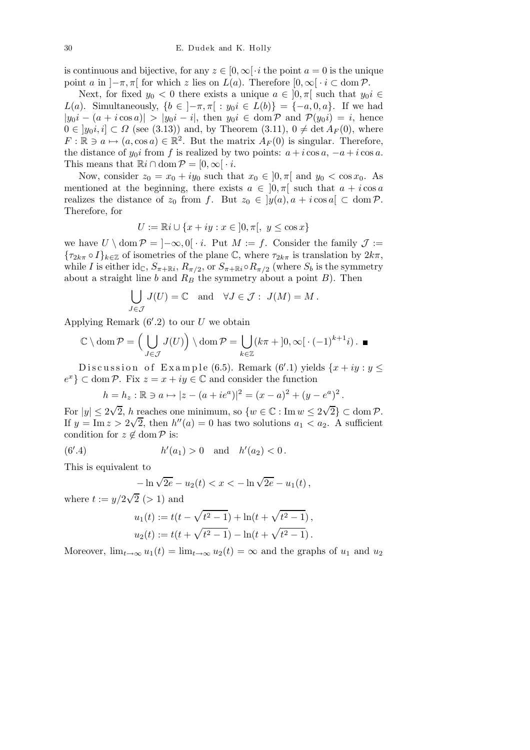is continuous and bijective, for any $z \in [0, \infty[\cdot i$ the point $a = 0$ is the unique point $a$ in $]-\pi, \pi[$ for which $z$ lies on $L(a)$. Therefore $[0, \infty[\cdot i \subset \operatorname{dom} \mathcal{P}$.

Next, for fixed $y_0 < 0$ there exists a unique $a \in ]0, \pi[$ such that $y_0 i \in L(a)$. Simultaneously, $\{b \in ]-\pi, \pi[ : y_0 i \in L(b)\} = \{-a, 0, a\}$. If we had $|y_0 i - (a + i \cos a)| > |y_0 i - i|$, then $y_0 i \in \operatorname{dom} \mathcal{P}$ and $\mathcal{P}(y_0 i) = i$, hence $0 \in ]y_0 i, i] \subset \Omega$ (see (3.13)) and, by Theorem (3.11), $0 \neq \det A_F(0)$, where $F : \mathbb{R} \ni a \mapsto (a, \cos a) \in \mathbb{R}^2$. But the matrix $A_F(0)$ is singular. Therefore, the distance of $y_0 i$ from $f$ is realized by two points: $a + i \cos a$, $-a + i \cos a$. This means that $\mathbb{R} i \cap \operatorname{dom} \mathcal{P} = [0, \infty[\cdot i$.

Now, consider $z_0 = x_0 + i y_0$ such that $x_0 \in ]0, \pi[$ and $y_0 < \cos x_0$. As mentioned at the beginning, there exists $a \in ]0, \pi[$ such that $a + i \cos a$ realizes the distance of $z_0$ from $f$. But $z_0 \in ]y(a), a + i \cos a[ \subset \operatorname{dom} \mathcal{P}$. Therefore, for

$$U := \mathbb{R} i \cup \{x + iy : x \in ]0, \pi[,\ y \le \cos x\}$$

we have $U \setminus \operatorname{dom} \mathcal{P} = ]-\infty, 0[\cdot i$. Put $M := f$. Consider the family $\mathcal{J} := \{\tau_{2k\pi} \circ I\}_{k \in \mathbb{Z}}$ of isometries of the plane $\mathbb{C}$, where $\tau_{2k\pi}$ is translation by $2k\pi$, while $I$ is either $\mathrm{id}_{\mathbb{C}}$, $S_{\pi + \mathbb{R} i}$, $R_{\pi/2}$, or $S_{\pi + \mathbb{R} i} \circ R_{\pi/2}$ (where $S_b$ is the symmetry about a straight line $b$ and $R_B$ the symmetry about a point $B$). Then

$$\bigcup_{J \in \mathcal{J}} J(U) = \mathbb{C} \quad \text{and} \quad \forall J \in \mathcal{J} : \ J(M) = M\,.$$

Applying Remark (6′.2) to our $U$ we obtain

$$\mathbb{C} \setminus \operatorname{dom} \mathcal{P} = \Big( \bigcup_{J \in \mathcal{J}} J(U) \Big) \setminus \operatorname{dom} \mathcal{P} = \bigcup_{k \in \mathbb{Z}} (k\pi + ]0, \infty[\cdot (-1)^{k+1} i)\,. \ \blacksquare$$

Discussion of Example (6.5). Remark (6′.1) yields $\{x + iy : y \le e^x\} \subset \operatorname{dom} \mathcal{P}$. Fix $z = x + iy \in \mathbb{C}$ and consider the function

$$h = h_z : \mathbb{R} \ni a \mapsto |z - (a + i e^a)|^2 = (x - a)^2 + (y - e^a)^2\,.$$

For $|y| \le 2\sqrt{2}$, $h$ reaches one minimum, so $\{w \in \mathbb{C} : \operatorname{Im} w \le 2\sqrt{2}\} \subset \operatorname{dom} \mathcal{P}$. If $y = \operatorname{Im} z > 2\sqrt{2}$, then $h''(a) = 0$ has two solutions $a_1 < a_2$. A sufficient condition for $z \notin \operatorname{dom} \mathcal{P}$ is:

$$h'(a_1) > 0 \quad \text{and} \quad h'(a_2) < 0\,. \tag{6′.4}$$

This is equivalent to

$$-\ln \sqrt{2e} - u_2(t) < x < -\ln \sqrt{2e} - u_1(t)\,,$$

where $t := y/2\sqrt{2}$ ($> 1$) and

$$u_1(t) := t(t - \sqrt{t^2 - 1}) + \ln(t + \sqrt{t^2 - 1})\,,$$

$$u_2(t) := t(t + \sqrt{t^2 - 1}) - \ln(t + \sqrt{t^2 - 1})\,.$$

Moreover, $\lim_{t \to \infty} u_1(t) = \lim_{t \to \infty} u_2(t) = \infty$ and the graphs of $u_1$ and $u_2$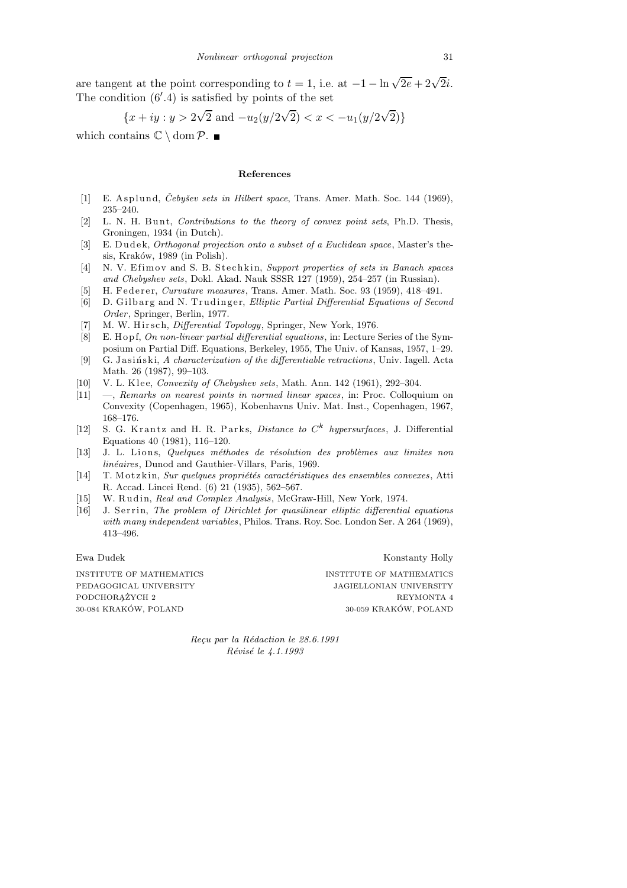are tangent at the point corresponding to $t = 1$, i.e. at $-1 - \ln \sqrt{2e} + 2\sqrt{2}i$. The condition $(6'.4)$ is satisfied by points of the set

$$\{x + iy : y > 2\sqrt{2} \text{ and } -u_2(y/2\sqrt{2}) < x < -u_1(y/2\sqrt{2})\}$$

which contains $\mathbb{C} \setminus \operatorname{dom} \mathcal{P}$. ■

## References

[1] E. Asplund, *Čebyšev sets in Hilbert space*, Trans. Amer. Math. Soc. 144 (1969), 235–240.

[2] L. N. H. Bunt, *Contributions to the theory of convex point sets*, Ph.D. Thesis, Groningen, 1934 (in Dutch).

[3] E. Dudek, *Orthogonal projection onto a subset of a Euclidean space*, Master's thesis, Kraków, 1989 (in Polish).

[4] N. V. Efimov and S. B. Stechkin, *Support properties of sets in Banach spaces and Chebyshev sets*, Dokl. Akad. Nauk SSSR 127 (1959), 254–257 (in Russian).

[5] H. Federer, *Curvature measures*, Trans. Amer. Math. Soc. 93 (1959), 418–491.

[6] D. Gilbarg and N. Trudinger, *Elliptic Partial Differential Equations of Second Order*, Springer, Berlin, 1977.

[7] M. W. Hirsch, *Differential Topology*, Springer, New York, 1976.

[8] E. Hopf, *On non-linear partial differential equations*, in: Lecture Series of the Symposium on Partial Diff. Equations, Berkeley, 1955, The Univ. of Kansas, 1957, 1–29.

[9] G. Jasiński, *A characterization of the differentiable retractions*, Univ. Iagell. Acta Math. 26 (1987), 99–103.

[10] V. L. Klee, *Convexity of Chebyshev sets*, Math. Ann. 142 (1961), 292–304.

[11] —, *Remarks on nearest points in normed linear spaces*, in: Proc. Colloquium on Convexity (Copenhagen, 1965), Kobenhavns Univ. Mat. Inst., Copenhagen, 1967, 168–176.

[12] S. G. Krantz and H. R. Parks, *Distance to $C^k$ hypersurfaces*, J. Differential Equations 40 (1981), 116–120.

[13] J. L. Lions, *Quelques méthodes de résolution des problèmes aux limites non linéaires*, Dunod and Gauthier-Villars, Paris, 1969.

[14] T. Motzkin, *Sur quelques propriétés caractéristiques des ensembles convexes*, Atti R. Accad. Lincei Rend. (6) 21 (1935), 562–567.

[15] W. Rudin, *Real and Complex Analysis*, McGraw-Hill, New York, 1974.

[16] J. Serrin, *The problem of Dirichlet for quasilinear elliptic differential equations with many independent variables*, Philos. Trans. Roy. Soc. London Ser. A 264 (1969), 413–496.

Ewa Dudek
INSTITUTE OF MATHEMATICS
PEDAGOGICAL UNIVERSITY
PODCHORĄŻYCH 2
30-084 KRAKÓW, POLAND

Konstanty Holly
INSTITUTE OF MATHEMATICS
JAGIELLONIAN UNIVERSITY
REYMONTA 4
30-059 KRAKÓW, POLAND

*Reçu par la Rédaction le 28.6.1991*
*Révisé le 4.1.1993*